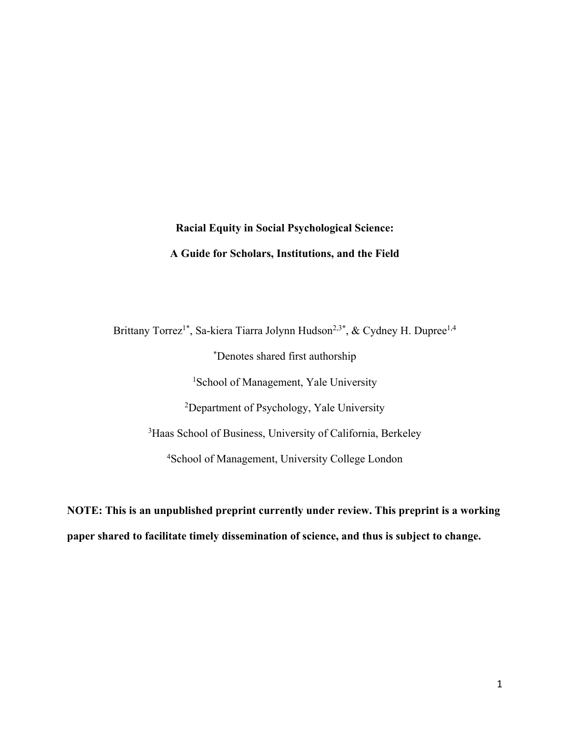# Racial Equity in Social Psychological Science:

## A Guide for Scholars, Institutions, and the Field

Brittany Torrez[1*], Sa-kiera Tiarra Jolynn Hudson[2,3*], & Cydney H. Dupree[1,4]

[*]Denotes shared first authorship

[1]School of Management, Yale University

[2]Department of Psychology, Yale University

[3]Haas School of Business, University of California, Berkeley

[4]School of Management, University College London

**NOTE: This is an unpublished preprint currently under review. This preprint is a working paper shared to facilitate timely dissemination of science, and thus is subject to change.**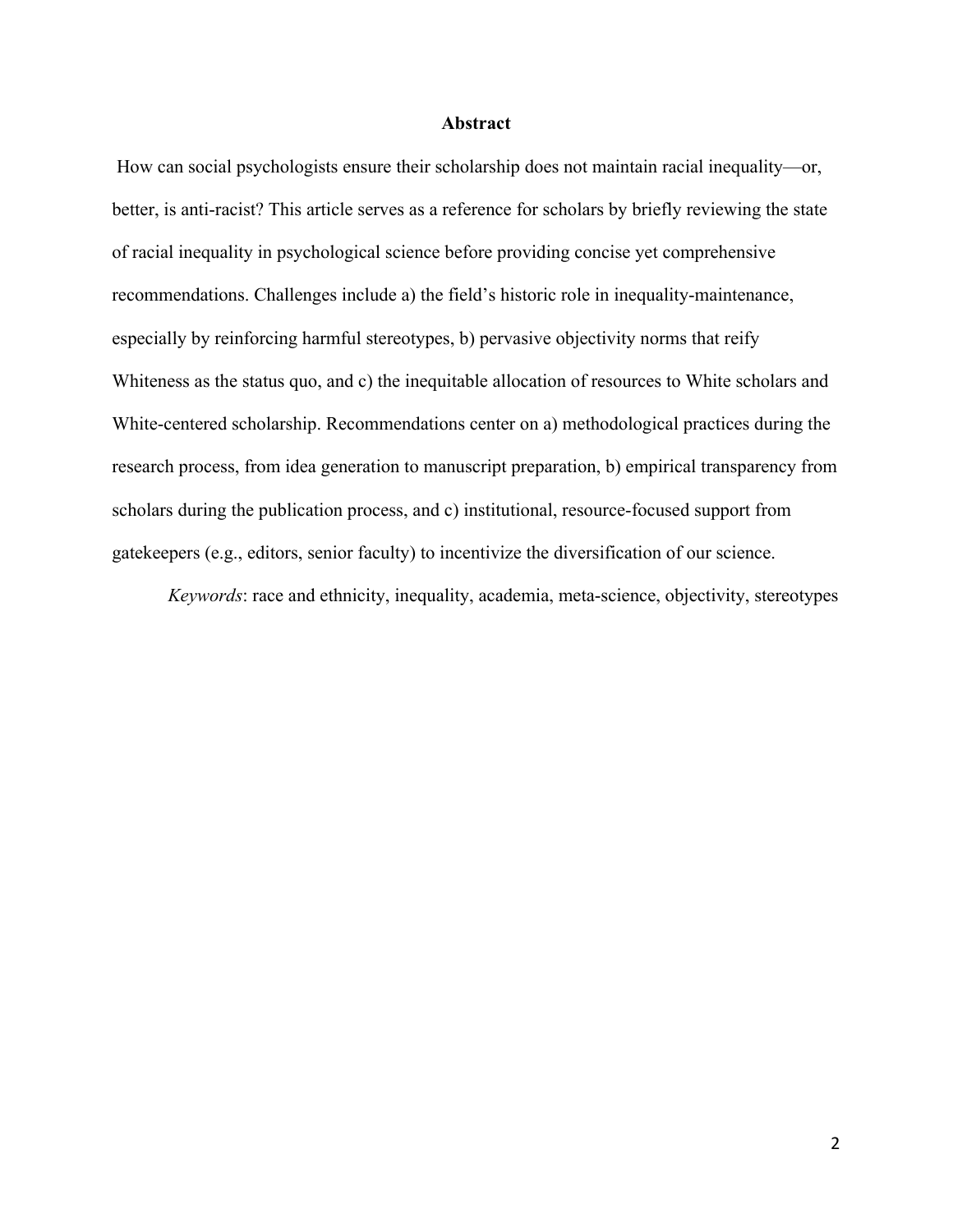## Abstract

How can social psychologists ensure their scholarship does not maintain racial inequality—or, better, is anti-racist? This article serves as a reference for scholars by briefly reviewing the state of racial inequality in psychological science before providing concise yet comprehensive recommendations. Challenges include a) the field's historic role in inequality-maintenance, especially by reinforcing harmful stereotypes, b) pervasive objectivity norms that reify Whiteness as the status quo, and c) the inequitable allocation of resources to White scholars and White-centered scholarship. Recommendations center on a) methodological practices during the research process, from idea generation to manuscript preparation, b) empirical transparency from scholars during the publication process, and c) institutional, resource-focused support from gatekeepers (e.g., editors, senior faculty) to incentivize the diversification of our science.

*Keywords*: race and ethnicity, inequality, academia, meta-science, objectivity, stereotypes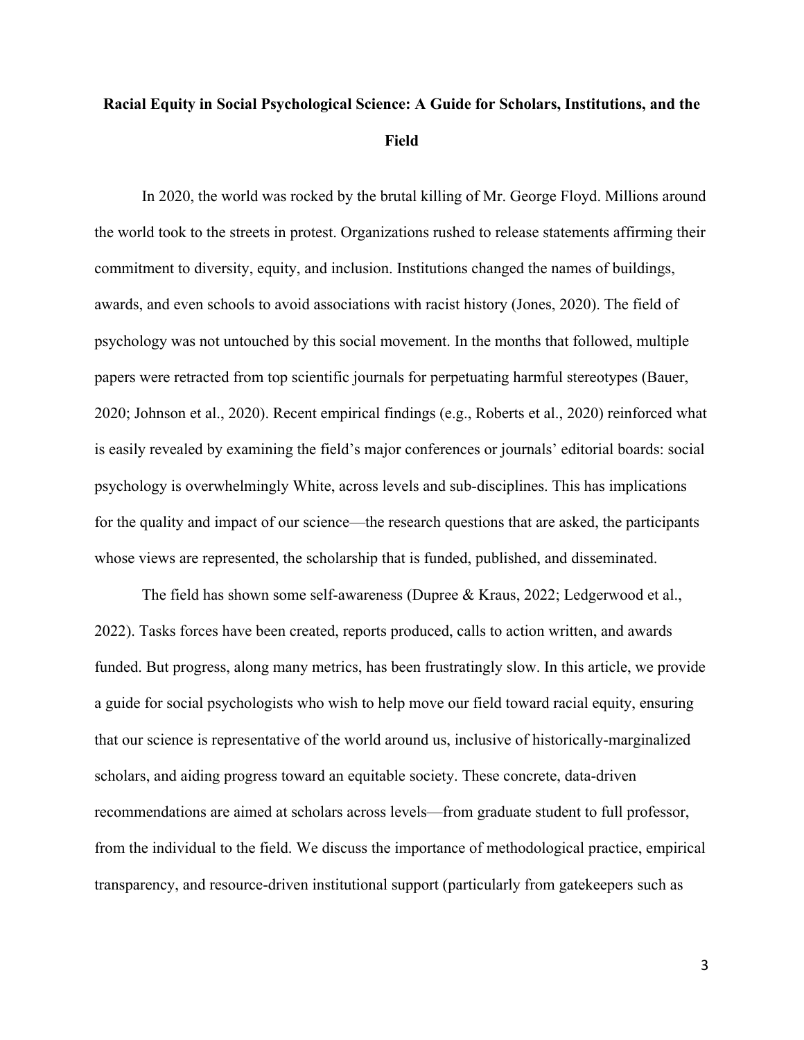# Racial Equity in Social Psychological Science: A Guide for Scholars, Institutions, and the Field

In 2020, the world was rocked by the brutal killing of Mr. George Floyd. Millions around the world took to the streets in protest. Organizations rushed to release statements affirming their commitment to diversity, equity, and inclusion. Institutions changed the names of buildings, awards, and even schools to avoid associations with racist history (Jones, 2020). The field of psychology was not untouched by this social movement. In the months that followed, multiple papers were retracted from top scientific journals for perpetuating harmful stereotypes (Bauer, 2020; Johnson et al., 2020). Recent empirical findings (e.g., Roberts et al., 2020) reinforced what is easily revealed by examining the field's major conferences or journals' editorial boards: social psychology is overwhelmingly White, across levels and sub-disciplines. This has implications for the quality and impact of our science—the research questions that are asked, the participants whose views are represented, the scholarship that is funded, published, and disseminated.

The field has shown some self-awareness (Dupree & Kraus, 2022; Ledgerwood et al., 2022). Tasks forces have been created, reports produced, calls to action written, and awards funded. But progress, along many metrics, has been frustratingly slow. In this article, we provide a guide for social psychologists who wish to help move our field toward racial equity, ensuring that our science is representative of the world around us, inclusive of historically-marginalized scholars, and aiding progress toward an equitable society. These concrete, data-driven recommendations are aimed at scholars across levels—from graduate student to full professor, from the individual to the field. We discuss the importance of methodological practice, empirical transparency, and resource-driven institutional support (particularly from gatekeepers such as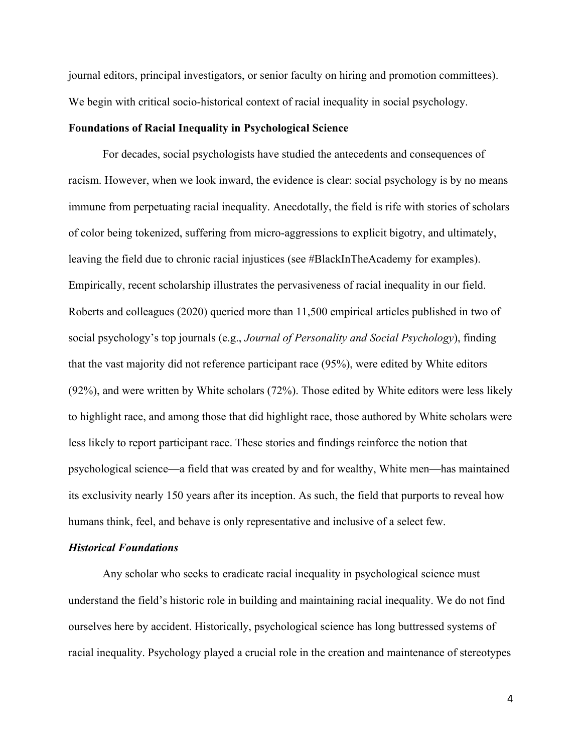journal editors, principal investigators, or senior faculty on hiring and promotion committees). We begin with critical socio-historical context of racial inequality in social psychology.

## Foundations of Racial Inequality in Psychological Science

For decades, social psychologists have studied the antecedents and consequences of racism. However, when we look inward, the evidence is clear: social psychology is by no means immune from perpetuating racial inequality. Anecdotally, the field is rife with stories of scholars of color being tokenized, suffering from micro-aggressions to explicit bigotry, and ultimately, leaving the field due to chronic racial injustices (see #BlackInTheAcademy for examples). Empirically, recent scholarship illustrates the pervasiveness of racial inequality in our field. Roberts and colleagues (2020) queried more than 11,500 empirical articles published in two of social psychology's top journals (e.g., *Journal of Personality and Social Psychology*), finding that the vast majority did not reference participant race (95%), were edited by White editors (92%), and were written by White scholars (72%). Those edited by White editors were less likely to highlight race, and among those that did highlight race, those authored by White scholars were less likely to report participant race. These stories and findings reinforce the notion that psychological science—a field that was created by and for wealthy, White men—has maintained its exclusivity nearly 150 years after its inception. As such, the field that purports to reveal how humans think, feel, and behave is only representative and inclusive of a select few.

### *Historical Foundations*

Any scholar who seeks to eradicate racial inequality in psychological science must understand the field's historic role in building and maintaining racial inequality. We do not find ourselves here by accident. Historically, psychological science has long buttressed systems of racial inequality. Psychology played a crucial role in the creation and maintenance of stereotypes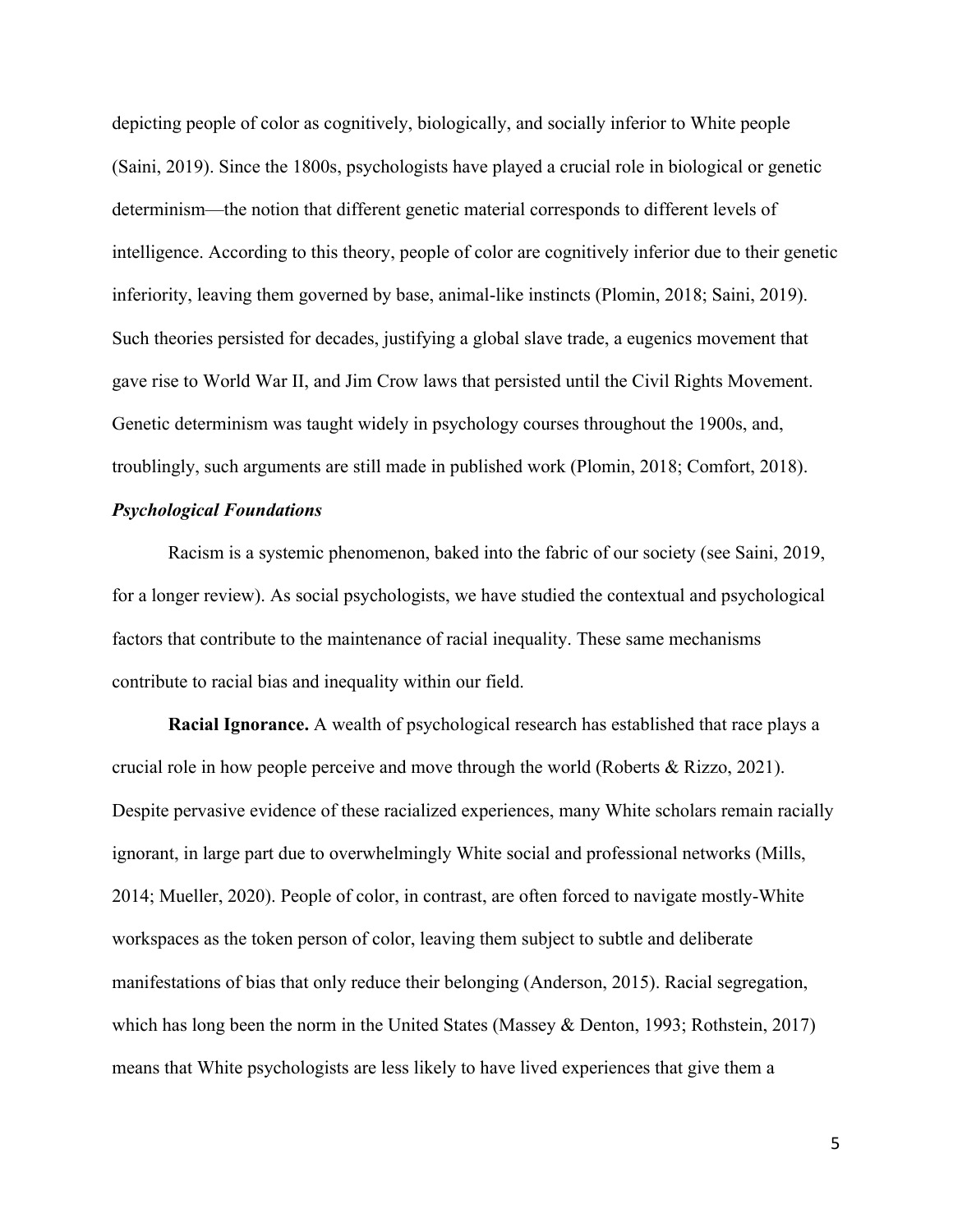depicting people of color as cognitively, biologically, and socially inferior to White people (Saini, 2019). Since the 1800s, psychologists have played a crucial role in biological or genetic determinism—the notion that different genetic material corresponds to different levels of intelligence. According to this theory, people of color are cognitively inferior due to their genetic inferiority, leaving them governed by base, animal-like instincts (Plomin, 2018; Saini, 2019). Such theories persisted for decades, justifying a global slave trade, a eugenics movement that gave rise to World War II, and Jim Crow laws that persisted until the Civil Rights Movement. Genetic determinism was taught widely in psychology courses throughout the 1900s, and, troublingly, such arguments are still made in published work (Plomin, 2018; Comfort, 2018).

### *Psychological Foundations*

Racism is a systemic phenomenon, baked into the fabric of our society (see Saini, 2019, for a longer review). As social psychologists, we have studied the contextual and psychological factors that contribute to the maintenance of racial inequality. These same mechanisms contribute to racial bias and inequality within our field.

**Racial Ignorance.** A wealth of psychological research has established that race plays a crucial role in how people perceive and move through the world (Roberts & Rizzo, 2021). Despite pervasive evidence of these racialized experiences, many White scholars remain racially ignorant, in large part due to overwhelmingly White social and professional networks (Mills, 2014; Mueller, 2020). People of color, in contrast, are often forced to navigate mostly-White workspaces as the token person of color, leaving them subject to subtle and deliberate manifestations of bias that only reduce their belonging (Anderson, 2015). Racial segregation, which has long been the norm in the United States (Massey & Denton, 1993; Rothstein, 2017) means that White psychologists are less likely to have lived experiences that give them a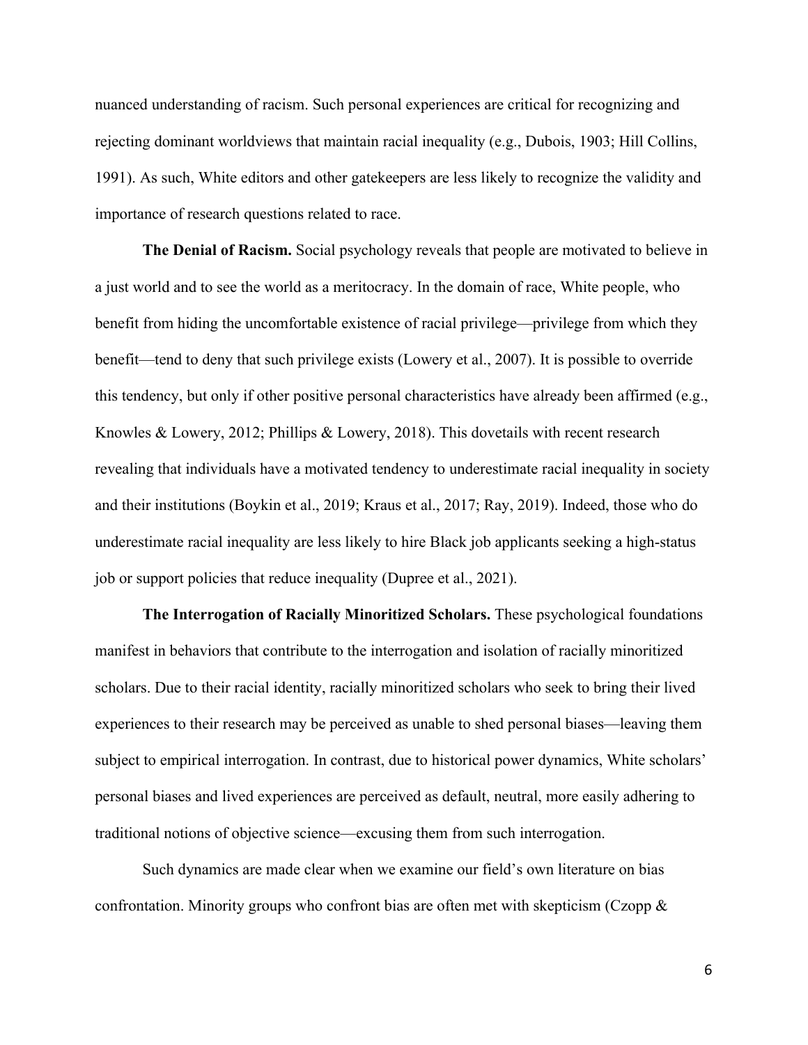nuanced understanding of racism. Such personal experiences are critical for recognizing and rejecting dominant worldviews that maintain racial inequality (e.g., Dubois, 1903; Hill Collins, 1991). As such, White editors and other gatekeepers are less likely to recognize the validity and importance of research questions related to race.

**The Denial of Racism.** Social psychology reveals that people are motivated to believe in a just world and to see the world as a meritocracy. In the domain of race, White people, who benefit from hiding the uncomfortable existence of racial privilege—privilege from which they benefit—tend to deny that such privilege exists (Lowery et al., 2007). It is possible to override this tendency, but only if other positive personal characteristics have already been affirmed (e.g., Knowles & Lowery, 2012; Phillips & Lowery, 2018). This dovetails with recent research revealing that individuals have a motivated tendency to underestimate racial inequality in society and their institutions (Boykin et al., 2019; Kraus et al., 2017; Ray, 2019). Indeed, those who do underestimate racial inequality are less likely to hire Black job applicants seeking a high-status job or support policies that reduce inequality (Dupree et al., 2021).

**The Interrogation of Racially Minoritized Scholars.** These psychological foundations manifest in behaviors that contribute to the interrogation and isolation of racially minoritized scholars. Due to their racial identity, racially minoritized scholars who seek to bring their lived experiences to their research may be perceived as unable to shed personal biases—leaving them subject to empirical interrogation. In contrast, due to historical power dynamics, White scholars' personal biases and lived experiences are perceived as default, neutral, more easily adhering to traditional notions of objective science—excusing them from such interrogation.

Such dynamics are made clear when we examine our field's own literature on bias confrontation. Minority groups who confront bias are often met with skepticism (Czopp &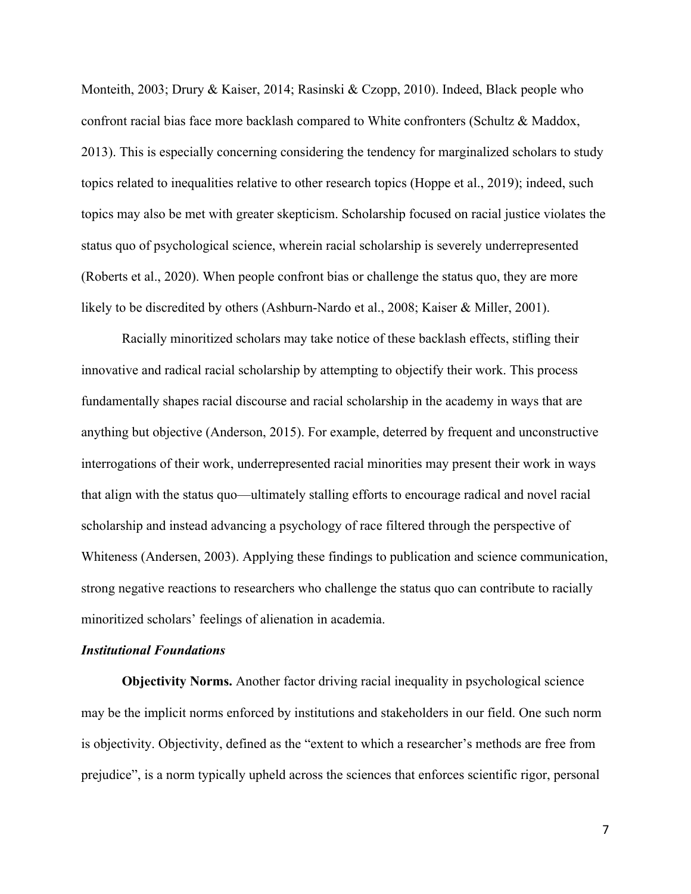Monteith, 2003; Drury & Kaiser, 2014; Rasinski & Czopp, 2010). Indeed, Black people who confront racial bias face more backlash compared to White confronters (Schultz & Maddox, 2013). This is especially concerning considering the tendency for marginalized scholars to study topics related to inequalities relative to other research topics (Hoppe et al., 2019); indeed, such topics may also be met with greater skepticism. Scholarship focused on racial justice violates the status quo of psychological science, wherein racial scholarship is severely underrepresented (Roberts et al., 2020). When people confront bias or challenge the status quo, they are more likely to be discredited by others (Ashburn-Nardo et al., 2008; Kaiser & Miller, 2001).

Racially minoritized scholars may take notice of these backlash effects, stifling their innovative and radical racial scholarship by attempting to objectify their work. This process fundamentally shapes racial discourse and racial scholarship in the academy in ways that are anything but objective (Anderson, 2015). For example, deterred by frequent and unconstructive interrogations of their work, underrepresented racial minorities may present their work in ways that align with the status quo—ultimately stalling efforts to encourage radical and novel racial scholarship and instead advancing a psychology of race filtered through the perspective of Whiteness (Andersen, 2003). Applying these findings to publication and science communication, strong negative reactions to researchers who challenge the status quo can contribute to racially minoritized scholars' feelings of alienation in academia.

### *Institutional Foundations*

**Objectivity Norms.** Another factor driving racial inequality in psychological science may be the implicit norms enforced by institutions and stakeholders in our field. One such norm is objectivity. Objectivity, defined as the "extent to which a researcher's methods are free from prejudice", is a norm typically upheld across the sciences that enforces scientific rigor, personal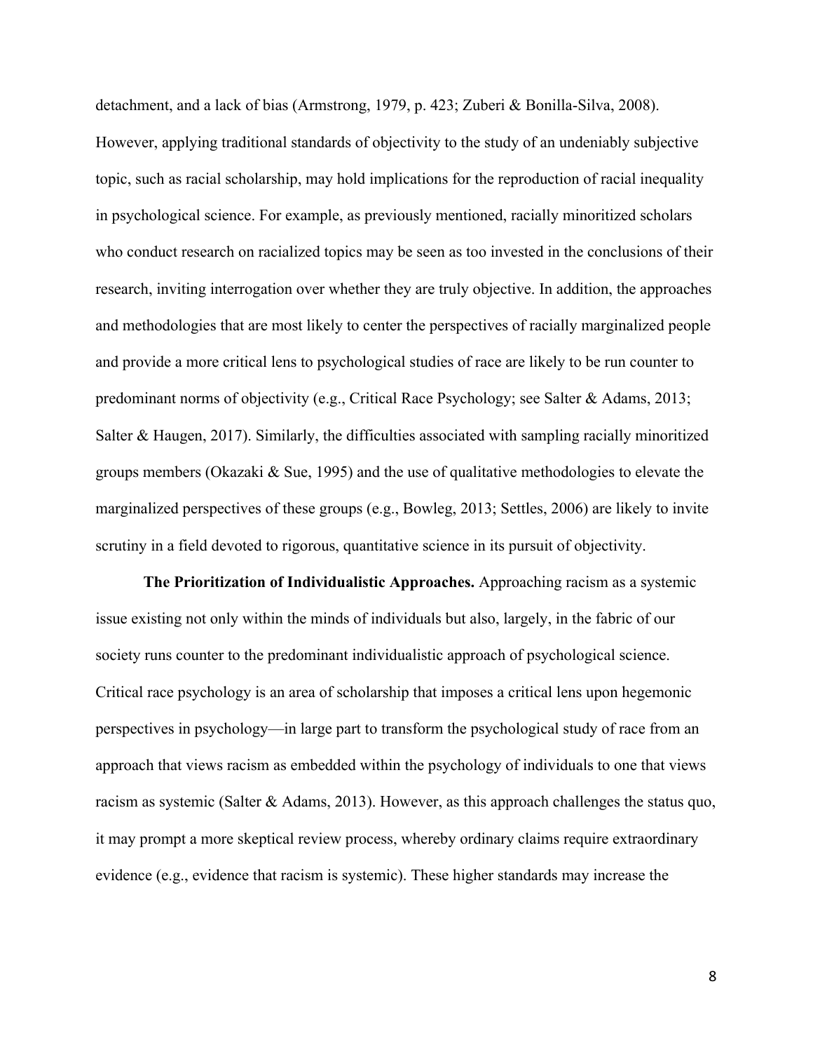detachment, and a lack of bias (Armstrong, 1979, p. 423; Zuberi & Bonilla-Silva, 2008). However, applying traditional standards of objectivity to the study of an undeniably subjective topic, such as racial scholarship, may hold implications for the reproduction of racial inequality in psychological science. For example, as previously mentioned, racially minoritized scholars who conduct research on racialized topics may be seen as too invested in the conclusions of their research, inviting interrogation over whether they are truly objective. In addition, the approaches and methodologies that are most likely to center the perspectives of racially marginalized people and provide a more critical lens to psychological studies of race are likely to be run counter to predominant norms of objectivity (e.g., Critical Race Psychology; see Salter & Adams, 2013; Salter & Haugen, 2017). Similarly, the difficulties associated with sampling racially minoritized groups members (Okazaki & Sue, 1995) and the use of qualitative methodologies to elevate the marginalized perspectives of these groups (e.g., Bowleg, 2013; Settles, 2006) are likely to invite scrutiny in a field devoted to rigorous, quantitative science in its pursuit of objectivity.

**The Prioritization of Individualistic Approaches.** Approaching racism as a systemic issue existing not only within the minds of individuals but also, largely, in the fabric of our society runs counter to the predominant individualistic approach of psychological science. Critical race psychology is an area of scholarship that imposes a critical lens upon hegemonic perspectives in psychology—in large part to transform the psychological study of race from an approach that views racism as embedded within the psychology of individuals to one that views racism as systemic (Salter & Adams, 2013). However, as this approach challenges the status quo, it may prompt a more skeptical review process, whereby ordinary claims require extraordinary evidence (e.g., evidence that racism is systemic). These higher standards may increase the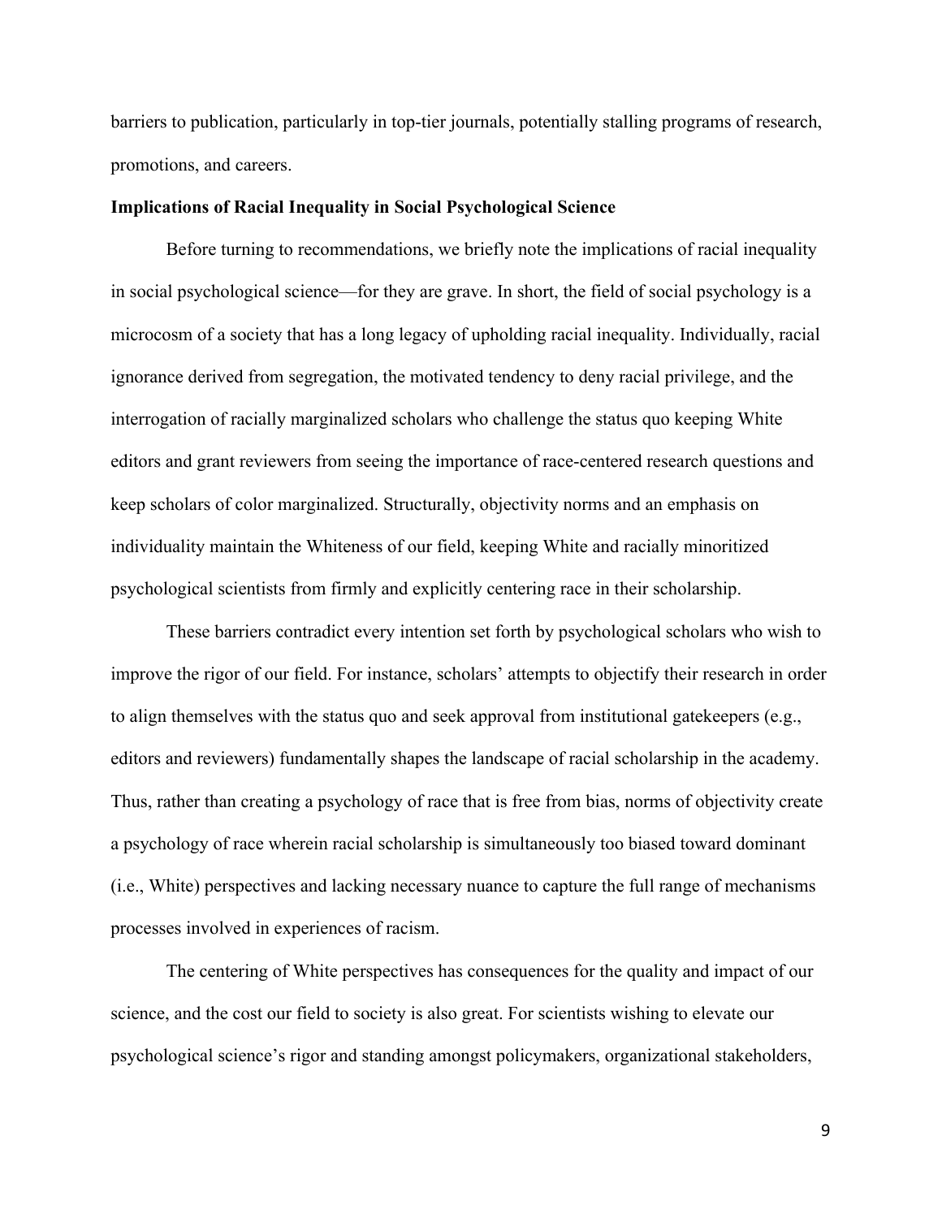barriers to publication, particularly in top-tier journals, potentially stalling programs of research, promotions, and careers.

**Implications of Racial Inequality in Social Psychological Science**

Before turning to recommendations, we briefly note the implications of racial inequality in social psychological science—for they are grave. In short, the field of social psychology is a microcosm of a society that has a long legacy of upholding racial inequality. Individually, racial ignorance derived from segregation, the motivated tendency to deny racial privilege, and the interrogation of racially marginalized scholars who challenge the status quo keeping White editors and grant reviewers from seeing the importance of race-centered research questions and keep scholars of color marginalized. Structurally, objectivity norms and an emphasis on individuality maintain the Whiteness of our field, keeping White and racially minoritized psychological scientists from firmly and explicitly centering race in their scholarship.

These barriers contradict every intention set forth by psychological scholars who wish to improve the rigor of our field. For instance, scholars' attempts to objectify their research in order to align themselves with the status quo and seek approval from institutional gatekeepers (e.g., editors and reviewers) fundamentally shapes the landscape of racial scholarship in the academy. Thus, rather than creating a psychology of race that is free from bias, norms of objectivity create a psychology of race wherein racial scholarship is simultaneously too biased toward dominant (i.e., White) perspectives and lacking necessary nuance to capture the full range of mechanisms processes involved in experiences of racism.

The centering of White perspectives has consequences for the quality and impact of our science, and the cost our field to society is also great. For scientists wishing to elevate our psychological science's rigor and standing amongst policymakers, organizational stakeholders,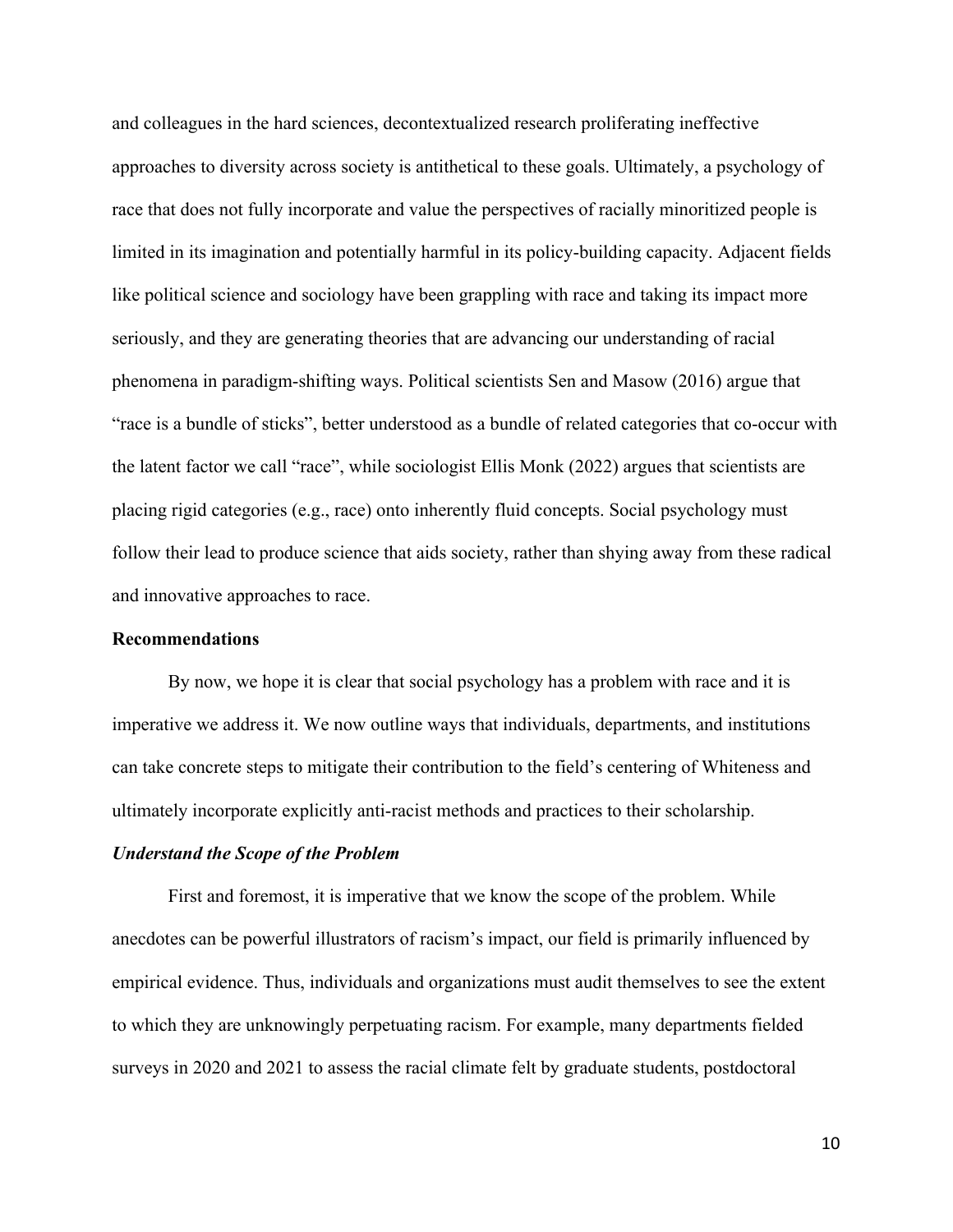and colleagues in the hard sciences, decontextualized research proliferating ineffective approaches to diversity across society is antithetical to these goals. Ultimately, a psychology of race that does not fully incorporate and value the perspectives of racially minoritized people is limited in its imagination and potentially harmful in its policy-building capacity. Adjacent fields like political science and sociology have been grappling with race and taking its impact more seriously, and they are generating theories that are advancing our understanding of racial phenomena in paradigm-shifting ways. Political scientists Sen and Masow (2016) argue that "race is a bundle of sticks", better understood as a bundle of related categories that co-occur with the latent factor we call "race", while sociologist Ellis Monk (2022) argues that scientists are placing rigid categories (e.g., race) onto inherently fluid concepts. Social psychology must follow their lead to produce science that aids society, rather than shying away from these radical and innovative approaches to race.

## Recommendations

By now, we hope it is clear that social psychology has a problem with race and it is imperative we address it. We now outline ways that individuals, departments, and institutions can take concrete steps to mitigate their contribution to the field's centering of Whiteness and ultimately incorporate explicitly anti-racist methods and practices to their scholarship.

### *Understand the Scope of the Problem*

First and foremost, it is imperative that we know the scope of the problem. While anecdotes can be powerful illustrators of racism's impact, our field is primarily influenced by empirical evidence. Thus, individuals and organizations must audit themselves to see the extent to which they are unknowingly perpetuating racism. For example, many departments fielded surveys in 2020 and 2021 to assess the racial climate felt by graduate students, postdoctoral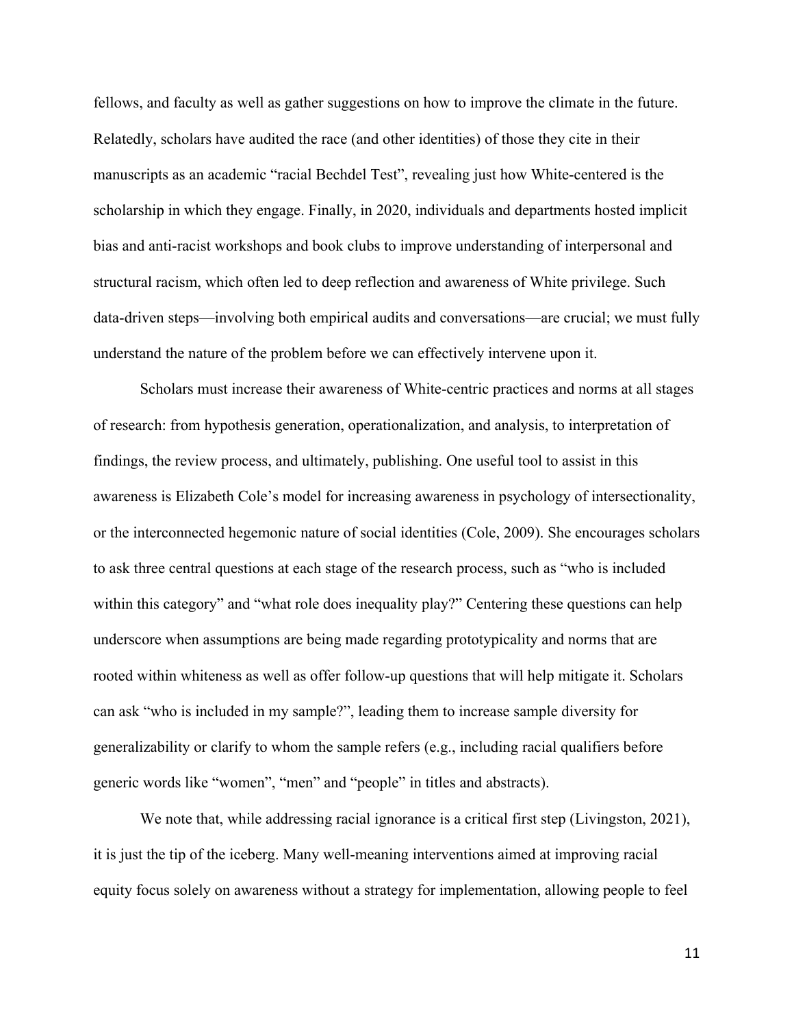fellows, and faculty as well as gather suggestions on how to improve the climate in the future. Relatedly, scholars have audited the race (and other identities) of those they cite in their manuscripts as an academic "racial Bechdel Test", revealing just how White-centered is the scholarship in which they engage. Finally, in 2020, individuals and departments hosted implicit bias and anti-racist workshops and book clubs to improve understanding of interpersonal and structural racism, which often led to deep reflection and awareness of White privilege. Such data-driven steps—involving both empirical audits and conversations—are crucial; we must fully understand the nature of the problem before we can effectively intervene upon it.

Scholars must increase their awareness of White-centric practices and norms at all stages of research: from hypothesis generation, operationalization, and analysis, to interpretation of findings, the review process, and ultimately, publishing. One useful tool to assist in this awareness is Elizabeth Cole's model for increasing awareness in psychology of intersectionality, or the interconnected hegemonic nature of social identities (Cole, 2009). She encourages scholars to ask three central questions at each stage of the research process, such as "who is included within this category" and "what role does inequality play?" Centering these questions can help underscore when assumptions are being made regarding prototypicality and norms that are rooted within whiteness as well as offer follow-up questions that will help mitigate it. Scholars can ask "who is included in my sample?", leading them to increase sample diversity for generalizability or clarify to whom the sample refers (e.g., including racial qualifiers before generic words like "women", "men" and "people" in titles and abstracts).

We note that, while addressing racial ignorance is a critical first step (Livingston, 2021), it is just the tip of the iceberg. Many well-meaning interventions aimed at improving racial equity focus solely on awareness without a strategy for implementation, allowing people to feel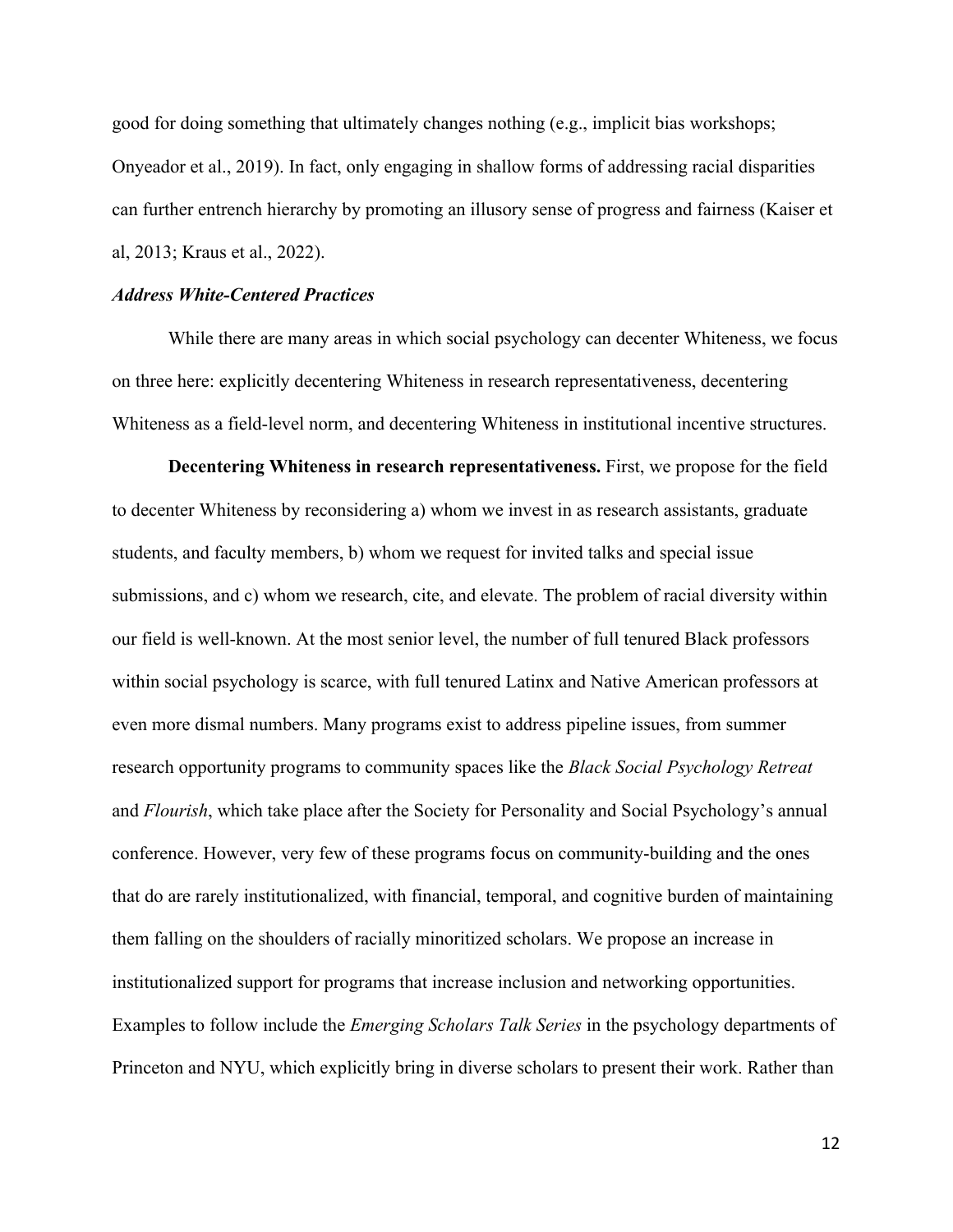good for doing something that ultimately changes nothing (e.g., implicit bias workshops; Onyeador et al., 2019). In fact, only engaging in shallow forms of addressing racial disparities can further entrench hierarchy by promoting an illusory sense of progress and fairness (Kaiser et al, 2013; Kraus et al., 2022).

### *Address White-Centered Practices*

While there are many areas in which social psychology can decenter Whiteness, we focus on three here: explicitly decentering Whiteness in research representativeness, decentering Whiteness as a field-level norm, and decentering Whiteness in institutional incentive structures.

**Decentering Whiteness in research representativeness.** First, we propose for the field to decenter Whiteness by reconsidering a) whom we invest in as research assistants, graduate students, and faculty members, b) whom we request for invited talks and special issue submissions, and c) whom we research, cite, and elevate. The problem of racial diversity within our field is well-known. At the most senior level, the number of full tenured Black professors within social psychology is scarce, with full tenured Latinx and Native American professors at even more dismal numbers. Many programs exist to address pipeline issues, from summer research opportunity programs to community spaces like the *Black Social Psychology Retreat* and *Flourish*, which take place after the Society for Personality and Social Psychology's annual conference. However, very few of these programs focus on community-building and the ones that do are rarely institutionalized, with financial, temporal, and cognitive burden of maintaining them falling on the shoulders of racially minoritized scholars. We propose an increase in institutionalized support for programs that increase inclusion and networking opportunities. Examples to follow include the *Emerging Scholars Talk Series* in the psychology departments of Princeton and NYU, which explicitly bring in diverse scholars to present their work. Rather than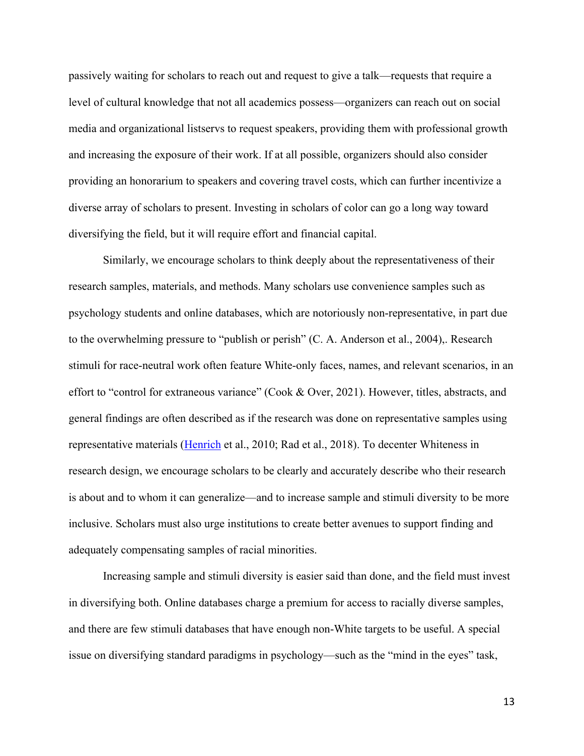passively waiting for scholars to reach out and request to give a talk—requests that require a level of cultural knowledge that not all academics possess—organizers can reach out on social media and organizational listservs to request speakers, providing them with professional growth and increasing the exposure of their work. If at all possible, organizers should also consider providing an honorarium to speakers and covering travel costs, which can further incentivize a diverse array of scholars to present. Investing in scholars of color can go a long way toward diversifying the field, but it will require effort and financial capital.

Similarly, we encourage scholars to think deeply about the representativeness of their research samples, materials, and methods. Many scholars use convenience samples such as psychology students and online databases, which are notoriously non-representative, in part due to the overwhelming pressure to "publish or perish" (C. A. Anderson et al., 2004),. Research stimuli for race-neutral work often feature White-only faces, names, and relevant scenarios, in an effort to "control for extraneous variance" (Cook & Over, 2021). However, titles, abstracts, and general findings are often described as if the research was done on representative samples using representative materials (Henrich et al., 2010; Rad et al., 2018). To decenter Whiteness in research design, we encourage scholars to be clearly and accurately describe who their research is about and to whom it can generalize—and to increase sample and stimuli diversity to be more inclusive. Scholars must also urge institutions to create better avenues to support finding and adequately compensating samples of racial minorities.

Increasing sample and stimuli diversity is easier said than done, and the field must invest in diversifying both. Online databases charge a premium for access to racially diverse samples, and there are few stimuli databases that have enough non-White targets to be useful. A special issue on diversifying standard paradigms in psychology—such as the "mind in the eyes" task,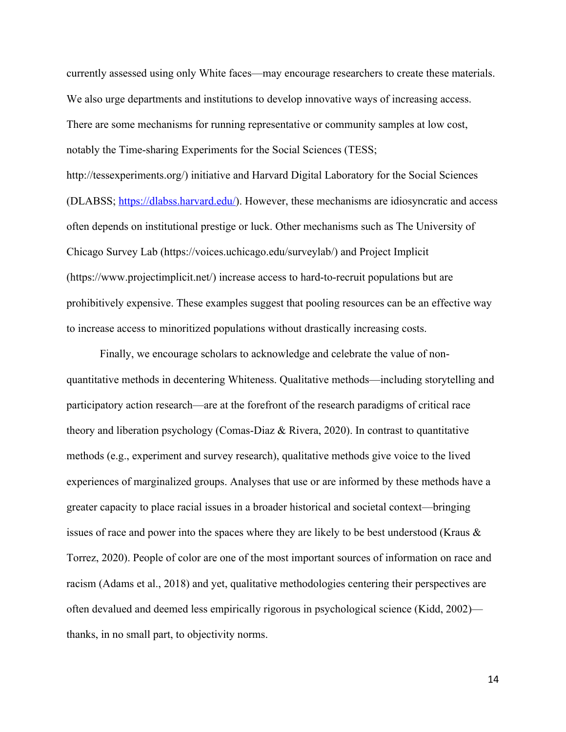currently assessed using only White faces—may encourage researchers to create these materials. We also urge departments and institutions to develop innovative ways of increasing access. There are some mechanisms for running representative or community samples at low cost, notably the Time-sharing Experiments for the Social Sciences (TESS; http://tessexperiments.org/) initiative and Harvard Digital Laboratory for the Social Sciences (DLABSS; https://dlabss.harvard.edu/). However, these mechanisms are idiosyncratic and access often depends on institutional prestige or luck. Other mechanisms such as The University of Chicago Survey Lab (https://voices.uchicago.edu/surveylab/) and Project Implicit (https://www.projectimplicit.net/) increase access to hard-to-recruit populations but are prohibitively expensive. These examples suggest that pooling resources can be an effective way to increase access to minoritized populations without drastically increasing costs.

Finally, we encourage scholars to acknowledge and celebrate the value of non-quantitative methods in decentering Whiteness. Qualitative methods—including storytelling and participatory action research—are at the forefront of the research paradigms of critical race theory and liberation psychology (Comas-Diaz & Rivera, 2020). In contrast to quantitative methods (e.g., experiment and survey research), qualitative methods give voice to the lived experiences of marginalized groups. Analyses that use or are informed by these methods have a greater capacity to place racial issues in a broader historical and societal context—bringing issues of race and power into the spaces where they are likely to be best understood (Kraus & Torrez, 2020). People of color are one of the most important sources of information on race and racism (Adams et al., 2018) and yet, qualitative methodologies centering their perspectives are often devalued and deemed less empirically rigorous in psychological science (Kidd, 2002)—thanks, in no small part, to objectivity norms.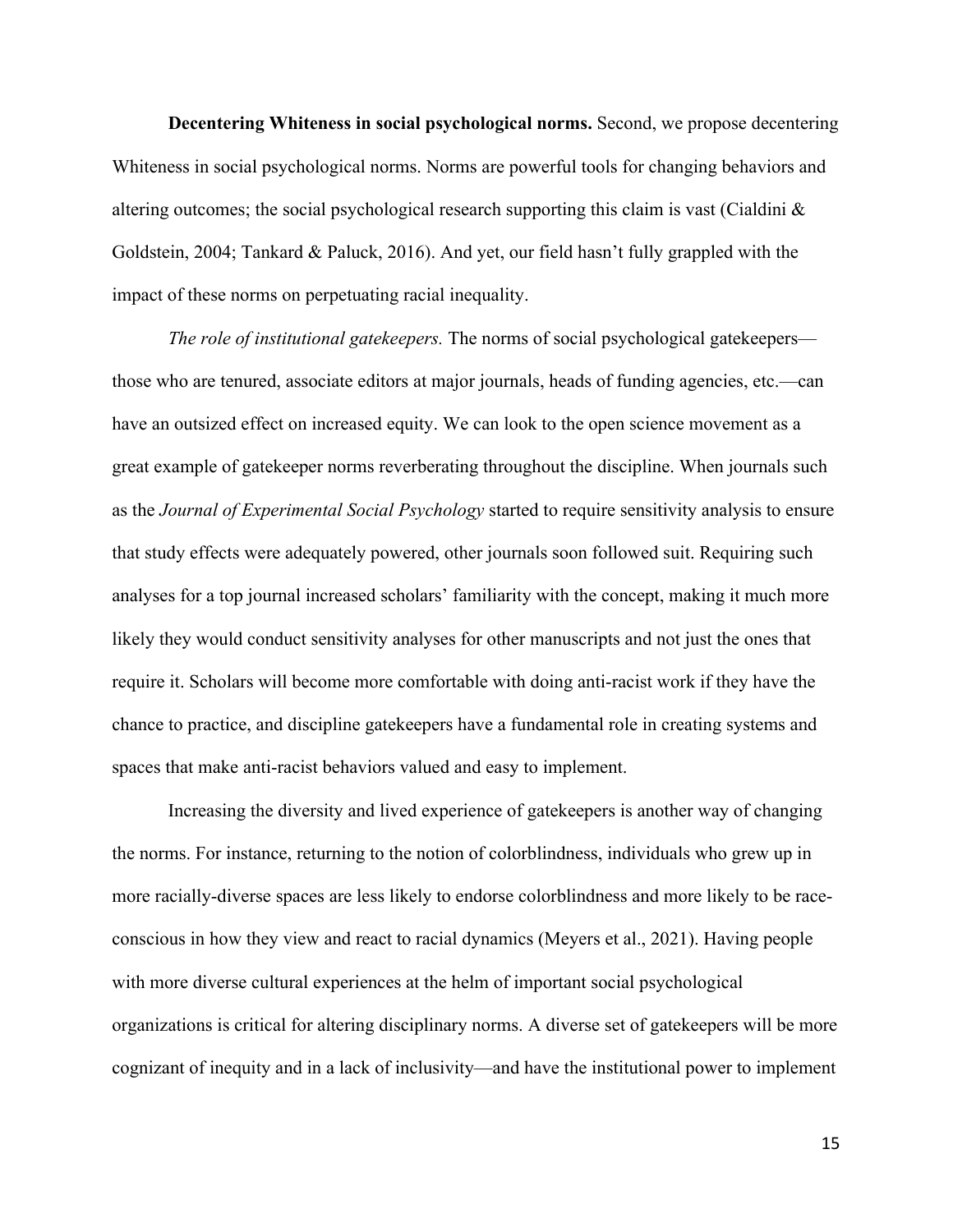**Decentering Whiteness in social psychological norms.** Second, we propose decentering Whiteness in social psychological norms. Norms are powerful tools for changing behaviors and altering outcomes; the social psychological research supporting this claim is vast (Cialdini & Goldstein, 2004; Tankard & Paluck, 2016). And yet, our field hasn't fully grappled with the impact of these norms on perpetuating racial inequality.

*The role of institutional gatekeepers.* The norms of social psychological gatekeepers—those who are tenured, associate editors at major journals, heads of funding agencies, etc.—can have an outsized effect on increased equity. We can look to the open science movement as a great example of gatekeeper norms reverberating throughout the discipline. When journals such as the *Journal of Experimental Social Psychology* started to require sensitivity analysis to ensure that study effects were adequately powered, other journals soon followed suit. Requiring such analyses for a top journal increased scholars' familiarity with the concept, making it much more likely they would conduct sensitivity analyses for other manuscripts and not just the ones that require it. Scholars will become more comfortable with doing anti-racist work if they have the chance to practice, and discipline gatekeepers have a fundamental role in creating systems and spaces that make anti-racist behaviors valued and easy to implement.

Increasing the diversity and lived experience of gatekeepers is another way of changing the norms. For instance, returning to the notion of colorblindness, individuals who grew up in more racially-diverse spaces are less likely to endorse colorblindness and more likely to be race-conscious in how they view and react to racial dynamics (Meyers et al., 2021). Having people with more diverse cultural experiences at the helm of important social psychological organizations is critical for altering disciplinary norms. A diverse set of gatekeepers will be more cognizant of inequity and in a lack of inclusivity—and have the institutional power to implement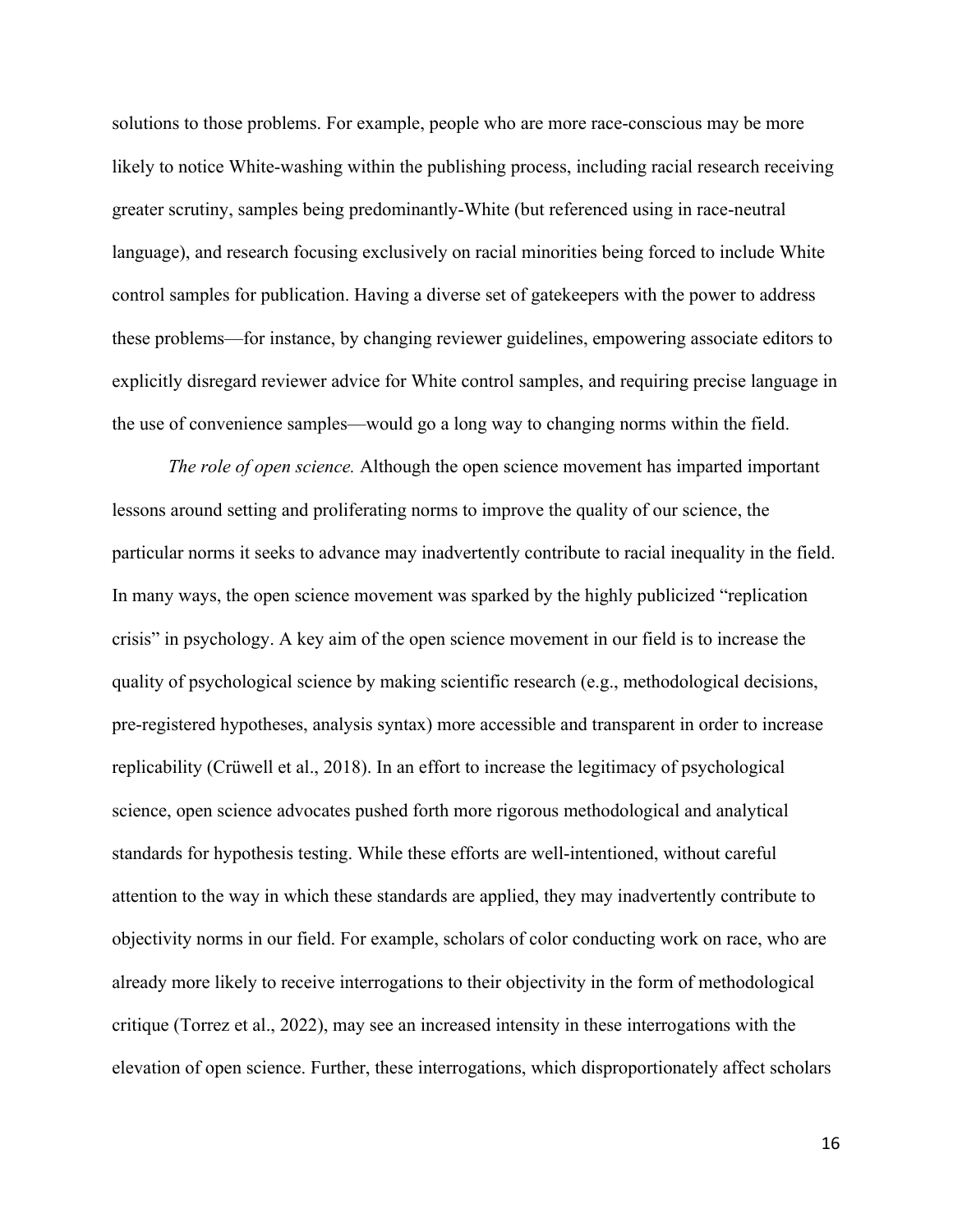solutions to those problems. For example, people who are more race-conscious may be more likely to notice White-washing within the publishing process, including racial research receiving greater scrutiny, samples being predominantly-White (but referenced using in race-neutral language), and research focusing exclusively on racial minorities being forced to include White control samples for publication. Having a diverse set of gatekeepers with the power to address these problems—for instance, by changing reviewer guidelines, empowering associate editors to explicitly disregard reviewer advice for White control samples, and requiring precise language in the use of convenience samples—would go a long way to changing norms within the field.

*The role of open science.* Although the open science movement has imparted important lessons around setting and proliferating norms to improve the quality of our science, the particular norms it seeks to advance may inadvertently contribute to racial inequality in the field. In many ways, the open science movement was sparked by the highly publicized "replication crisis" in psychology. A key aim of the open science movement in our field is to increase the quality of psychological science by making scientific research (e.g., methodological decisions, pre-registered hypotheses, analysis syntax) more accessible and transparent in order to increase replicability (Crüwell et al., 2018). In an effort to increase the legitimacy of psychological science, open science advocates pushed forth more rigorous methodological and analytical standards for hypothesis testing. While these efforts are well-intentioned, without careful attention to the way in which these standards are applied, they may inadvertently contribute to objectivity norms in our field. For example, scholars of color conducting work on race, who are already more likely to receive interrogations to their objectivity in the form of methodological critique (Torrez et al., 2022), may see an increased intensity in these interrogations with the elevation of open science. Further, these interrogations, which disproportionately affect scholars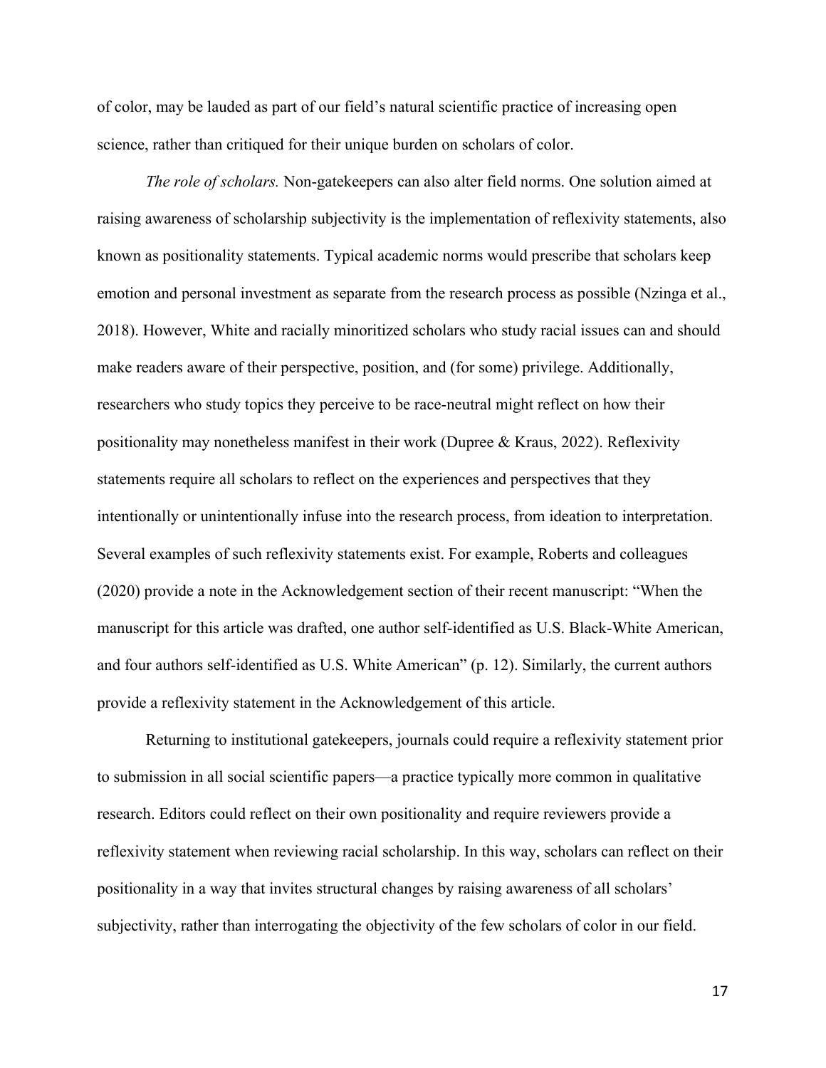of color, may be lauded as part of our field's natural scientific practice of increasing open science, rather than critiqued for their unique burden on scholars of color.

*The role of scholars.* Non-gatekeepers can also alter field norms. One solution aimed at raising awareness of scholarship subjectivity is the implementation of reflexivity statements, also known as positionality statements. Typical academic norms would prescribe that scholars keep emotion and personal investment as separate from the research process as possible (Nzinga et al., 2018). However, White and racially minoritized scholars who study racial issues can and should make readers aware of their perspective, position, and (for some) privilege. Additionally, researchers who study topics they perceive to be race-neutral might reflect on how their positionality may nonetheless manifest in their work (Dupree & Kraus, 2022). Reflexivity statements require all scholars to reflect on the experiences and perspectives that they intentionally or unintentionally infuse into the research process, from ideation to interpretation. Several examples of such reflexivity statements exist. For example, Roberts and colleagues (2020) provide a note in the Acknowledgement section of their recent manuscript: "When the manuscript for this article was drafted, one author self-identified as U.S. Black-White American, and four authors self-identified as U.S. White American" (p. 12). Similarly, the current authors provide a reflexivity statement in the Acknowledgement of this article.

Returning to institutional gatekeepers, journals could require a reflexivity statement prior to submission in all social scientific papers—a practice typically more common in qualitative research. Editors could reflect on their own positionality and require reviewers provide a reflexivity statement when reviewing racial scholarship. In this way, scholars can reflect on their positionality in a way that invites structural changes by raising awareness of all scholars' subjectivity, rather than interrogating the objectivity of the few scholars of color in our field.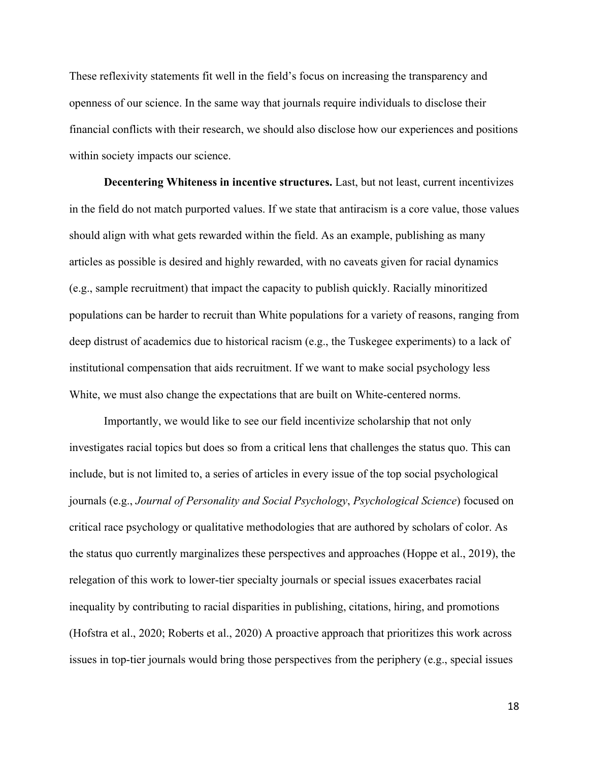These reflexivity statements fit well in the field's focus on increasing the transparency and openness of our science. In the same way that journals require individuals to disclose their financial conflicts with their research, we should also disclose how our experiences and positions within society impacts our science.

**Decentering Whiteness in incentive structures.** Last, but not least, current incentivizes in the field do not match purported values. If we state that antiracism is a core value, those values should align with what gets rewarded within the field. As an example, publishing as many articles as possible is desired and highly rewarded, with no caveats given for racial dynamics (e.g., sample recruitment) that impact the capacity to publish quickly. Racially minoritized populations can be harder to recruit than White populations for a variety of reasons, ranging from deep distrust of academics due to historical racism (e.g., the Tuskegee experiments) to a lack of institutional compensation that aids recruitment. If we want to make social psychology less White, we must also change the expectations that are built on White-centered norms.

Importantly, we would like to see our field incentivize scholarship that not only investigates racial topics but does so from a critical lens that challenges the status quo. This can include, but is not limited to, a series of articles in every issue of the top social psychological journals (e.g., *Journal of Personality and Social Psychology*, *Psychological Science*) focused on critical race psychology or qualitative methodologies that are authored by scholars of color. As the status quo currently marginalizes these perspectives and approaches (Hoppe et al., 2019), the relegation of this work to lower-tier specialty journals or special issues exacerbates racial inequality by contributing to racial disparities in publishing, citations, hiring, and promotions (Hofstra et al., 2020; Roberts et al., 2020) A proactive approach that prioritizes this work across issues in top-tier journals would bring those perspectives from the periphery (e.g., special issues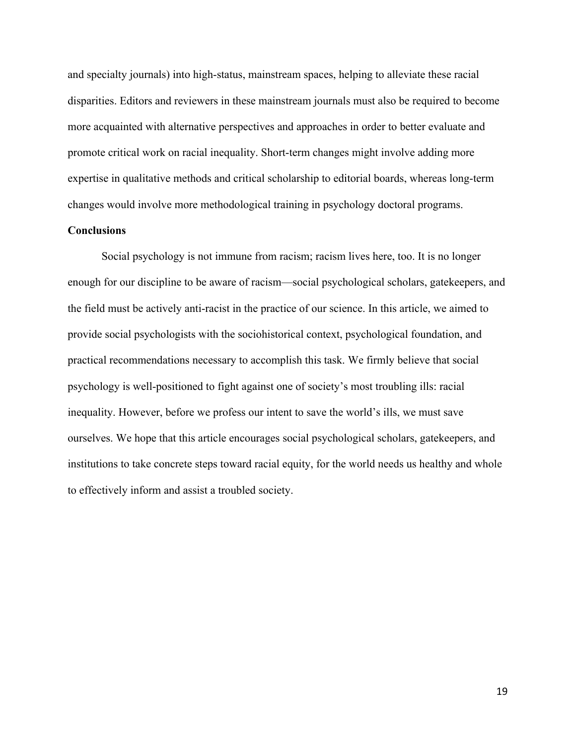and specialty journals) into high-status, mainstream spaces, helping to alleviate these racial disparities. Editors and reviewers in these mainstream journals must also be required to become more acquainted with alternative perspectives and approaches in order to better evaluate and promote critical work on racial inequality. Short-term changes might involve adding more expertise in qualitative methods and critical scholarship to editorial boards, whereas long-term changes would involve more methodological training in psychology doctoral programs.

## Conclusions

Social psychology is not immune from racism; racism lives here, too. It is no longer enough for our discipline to be aware of racism—social psychological scholars, gatekeepers, and the field must be actively anti-racist in the practice of our science. In this article, we aimed to provide social psychologists with the sociohistorical context, psychological foundation, and practical recommendations necessary to accomplish this task. We firmly believe that social psychology is well-positioned to fight against one of society's most troubling ills: racial inequality. However, before we profess our intent to save the world's ills, we must save ourselves. We hope that this article encourages social psychological scholars, gatekeepers, and institutions to take concrete steps toward racial equity, for the world needs us healthy and whole to effectively inform and assist a troubled society.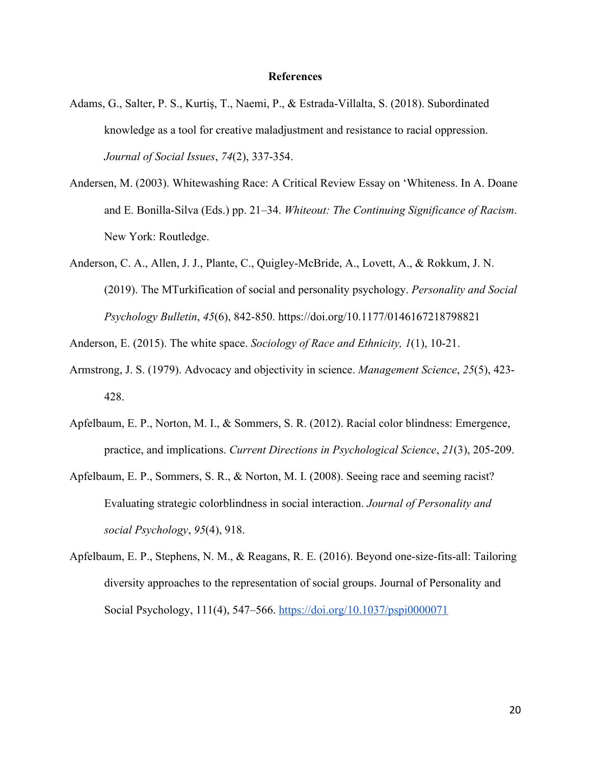## References

Adams, G., Salter, P. S., Kurtiş, T., Naemi, P., & Estrada-Villalta, S. (2018). Subordinated knowledge as a tool for creative maladjustment and resistance to racial oppression. *Journal of Social Issues*, *74*(2), 337-354.

Andersen, M. (2003). Whitewashing Race: A Critical Review Essay on 'Whiteness. In A. Doane and E. Bonilla-Silva (Eds.) pp. 21–34. *Whiteout: The Continuing Significance of Racism*. New York: Routledge.

Anderson, C. A., Allen, J. J., Plante, C., Quigley-McBride, A., Lovett, A., & Rokkum, J. N. (2019). The MTurkification of social and personality psychology. *Personality and Social Psychology Bulletin*, *45*(6), 842-850. https://doi.org/10.1177/0146167218798821

Anderson, E. (2015). The white space. *Sociology of Race and Ethnicity, 1*(1), 10-21.

Armstrong, J. S. (1979). Advocacy and objectivity in science. *Management Science*, *25*(5), 423-428.

Apfelbaum, E. P., Norton, M. I., & Sommers, S. R. (2012). Racial color blindness: Emergence, practice, and implications. *Current Directions in Psychological Science*, *21*(3), 205-209.

Apfelbaum, E. P., Sommers, S. R., & Norton, M. I. (2008). Seeing race and seeming racist? Evaluating strategic colorblindness in social interaction. *Journal of Personality and social Psychology*, *95*(4), 918.

Apfelbaum, E. P., Stephens, N. M., & Reagans, R. E. (2016). Beyond one-size-fits-all: Tailoring diversity approaches to the representation of social groups. Journal of Personality and Social Psychology, 111(4), 547–566. https://doi.org/10.1037/pspi0000071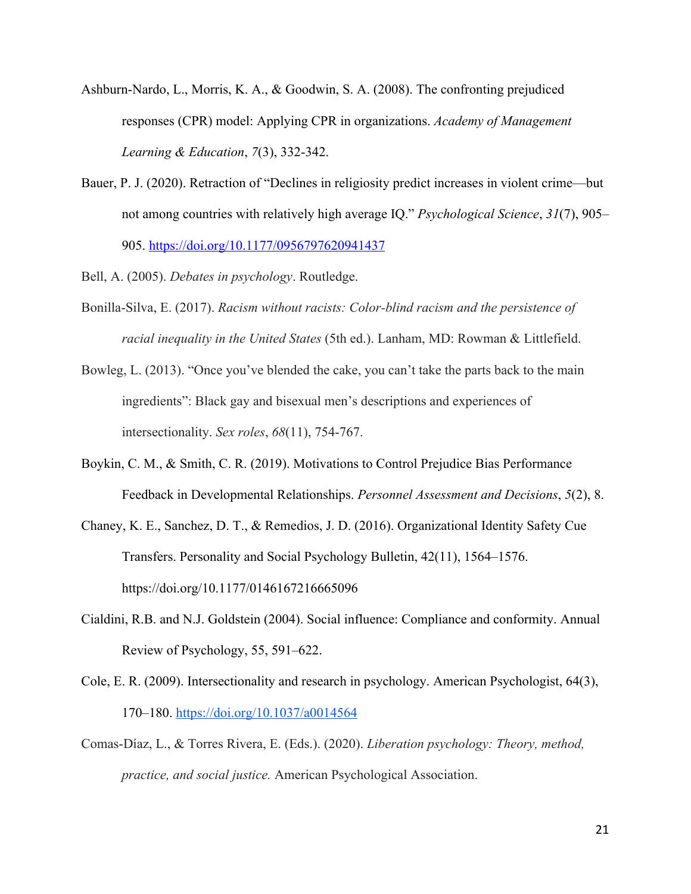Ashburn-Nardo, L., Morris, K. A., & Goodwin, S. A. (2008). The confronting prejudiced responses (CPR) model: Applying CPR in organizations. *Academy of Management Learning & Education*, *7*(3), 332-342.

Bauer, P. J. (2020). Retraction of "Declines in religiosity predict increases in violent crime—but not among countries with relatively high average IQ." *Psychological Science*, *31*(7), 905–905. https://doi.org/10.1177/0956797620941437

Bell, A. (2005). *Debates in psychology*. Routledge.

Bonilla-Silva, E. (2017). *Racism without racists: Color-blind racism and the persistence of racial inequality in the United States* (5th ed.). Lanham, MD: Rowman & Littlefield.

Bowleg, L. (2013). "Once you've blended the cake, you can't take the parts back to the main ingredients": Black gay and bisexual men's descriptions and experiences of intersectionality. *Sex roles*, *68*(11), 754-767.

Boykin, C. M., & Smith, C. R. (2019). Motivations to Control Prejudice Bias Performance Feedback in Developmental Relationships. *Personnel Assessment and Decisions*, *5*(2), 8.

Chaney, K. E., Sanchez, D. T., & Remedios, J. D. (2016). Organizational Identity Safety Cue Transfers. Personality and Social Psychology Bulletin, 42(11), 1564–1576. https://doi.org/10.1177/0146167216665096

Cialdini, R.B. and N.J. Goldstein (2004). Social influence: Compliance and conformity. Annual Review of Psychology, 55, 591–622.

Cole, E. R. (2009). Intersectionality and research in psychology. American Psychologist, 64(3), 170–180. https://doi.org/10.1037/a0014564

Comas-Díaz, L., & Torres Rivera, E. (Eds.). (2020). *Liberation psychology: Theory, method, practice, and social justice.* American Psychological Association.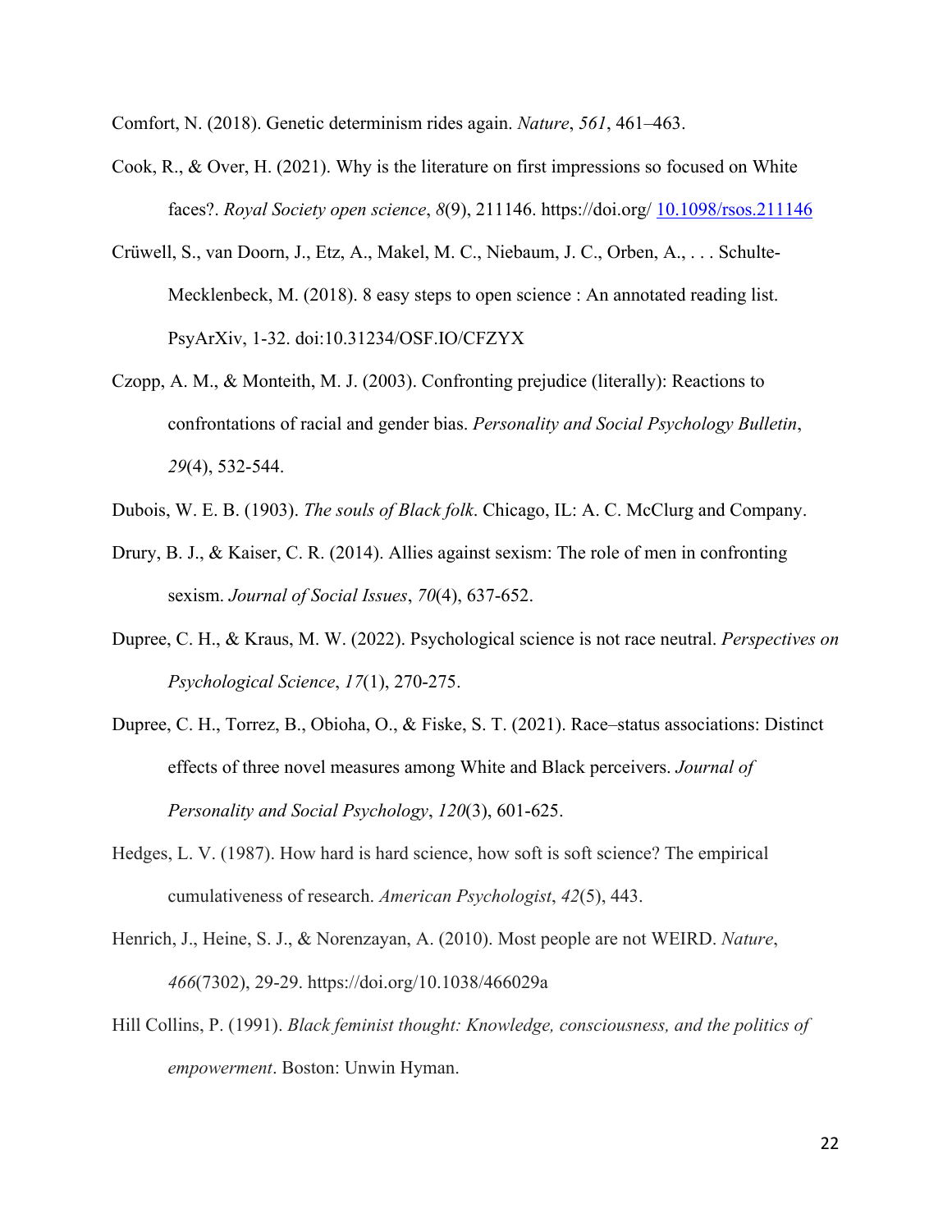Comfort, N. (2018). Genetic determinism rides again. *Nature*, *561*, 461–463.

Cook, R., & Over, H. (2021). Why is the literature on first impressions so focused on White faces?. *Royal Society open science*, *8*(9), 211146. https://doi.org/ 10.1098/rsos.211146

Crüwell, S., van Doorn, J., Etz, A., Makel, M. C., Niebaum, J. C., Orben, A., . . . Schulte-Mecklenbeck, M. (2018). 8 easy steps to open science : An annotated reading list. PsyArXiv, 1-32. doi:10.31234/OSF.IO/CFZYX

Czopp, A. M., & Monteith, M. J. (2003). Confronting prejudice (literally): Reactions to confrontations of racial and gender bias. *Personality and Social Psychology Bulletin*, *29*(4), 532-544.

Dubois, W. E. B. (1903). *The souls of Black folk*. Chicago, IL: A. C. McClurg and Company.

Drury, B. J., & Kaiser, C. R. (2014). Allies against sexism: The role of men in confronting sexism. *Journal of Social Issues*, *70*(4), 637-652.

Dupree, C. H., & Kraus, M. W. (2022). Psychological science is not race neutral. *Perspectives on Psychological Science*, *17*(1), 270-275.

Dupree, C. H., Torrez, B., Obioha, O., & Fiske, S. T. (2021). Race–status associations: Distinct effects of three novel measures among White and Black perceivers. *Journal of Personality and Social Psychology*, *120*(3), 601-625.

Hedges, L. V. (1987). How hard is hard science, how soft is soft science? The empirical cumulativeness of research. *American Psychologist*, *42*(5), 443.

Henrich, J., Heine, S. J., & Norenzayan, A. (2010). Most people are not WEIRD. *Nature*, *466*(7302), 29-29. https://doi.org/10.1038/466029a

Hill Collins, P. (1991). *Black feminist thought: Knowledge, consciousness, and the politics of empowerment*. Boston: Unwin Hyman.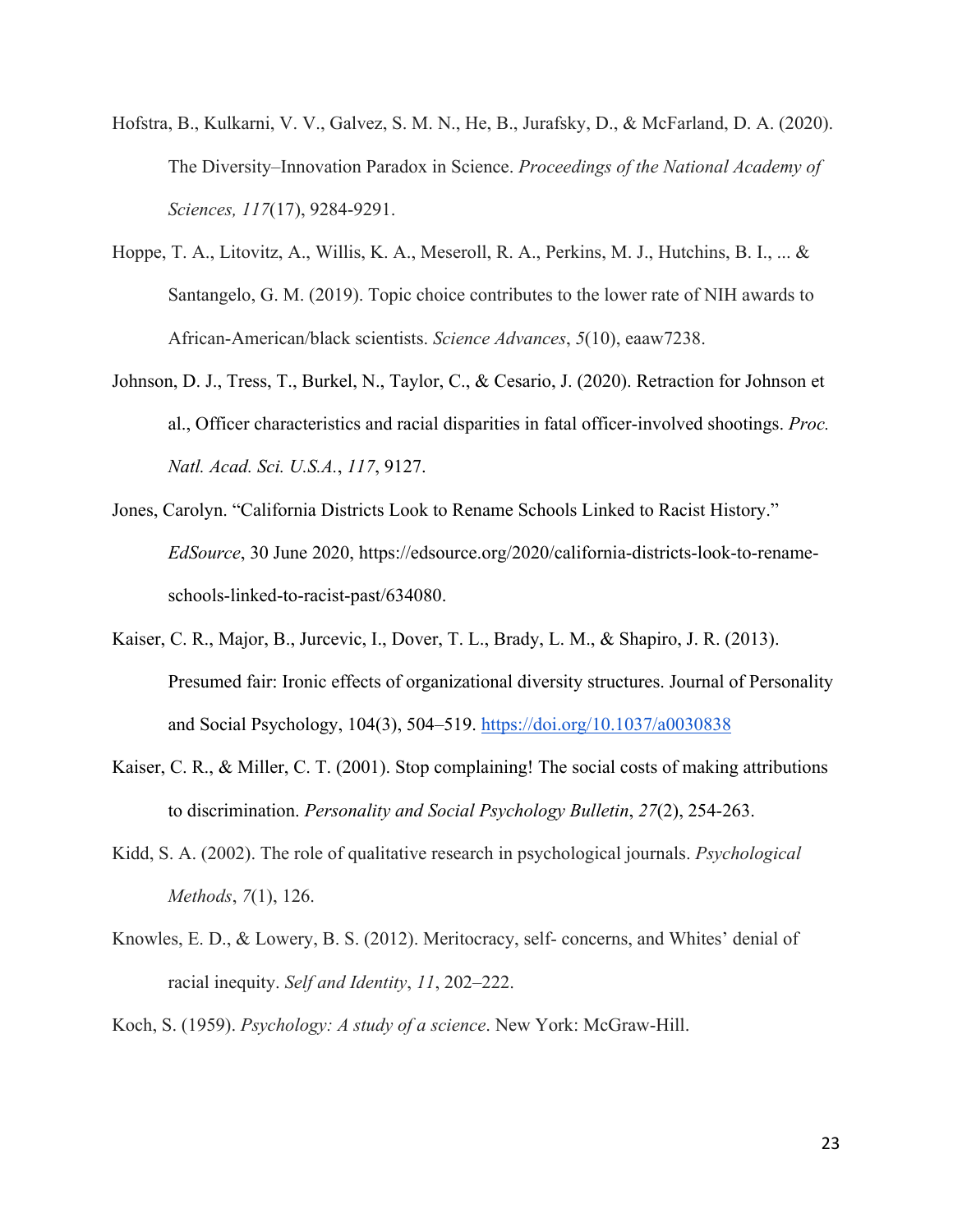Hofstra, B., Kulkarni, V. V., Galvez, S. M. N., He, B., Jurafsky, D., & McFarland, D. A. (2020). The Diversity–Innovation Paradox in Science. *Proceedings of the National Academy of Sciences, 117*(17), 9284-9291.

Hoppe, T. A., Litovitz, A., Willis, K. A., Meseroll, R. A., Perkins, M. J., Hutchins, B. I., ... & Santangelo, G. M. (2019). Topic choice contributes to the lower rate of NIH awards to African-American/black scientists. *Science Advances*, *5*(10), eaaw7238.

Johnson, D. J., Tress, T., Burkel, N., Taylor, C., & Cesario, J. (2020). Retraction for Johnson et al., Officer characteristics and racial disparities in fatal officer-involved shootings. *Proc. Natl. Acad. Sci. U.S.A.*, *117*, 9127.

Jones, Carolyn. "California Districts Look to Rename Schools Linked to Racist History." *EdSource*, 30 June 2020, https://edsource.org/2020/california-districts-look-to-rename-schools-linked-to-racist-past/634080.

Kaiser, C. R., Major, B., Jurcevic, I., Dover, T. L., Brady, L. M., & Shapiro, J. R. (2013). Presumed fair: Ironic effects of organizational diversity structures. Journal of Personality and Social Psychology, 104(3), 504–519. https://doi.org/10.1037/a0030838

Kaiser, C. R., & Miller, C. T. (2001). Stop complaining! The social costs of making attributions to discrimination. *Personality and Social Psychology Bulletin*, *27*(2), 254-263.

Kidd, S. A. (2002). The role of qualitative research in psychological journals. *Psychological Methods*, *7*(1), 126.

Knowles, E. D., & Lowery, B. S. (2012). Meritocracy, self- concerns, and Whites' denial of racial inequity. *Self and Identity*, *11*, 202–222.

Koch, S. (1959). *Psychology: A study of a science*. New York: McGraw-Hill.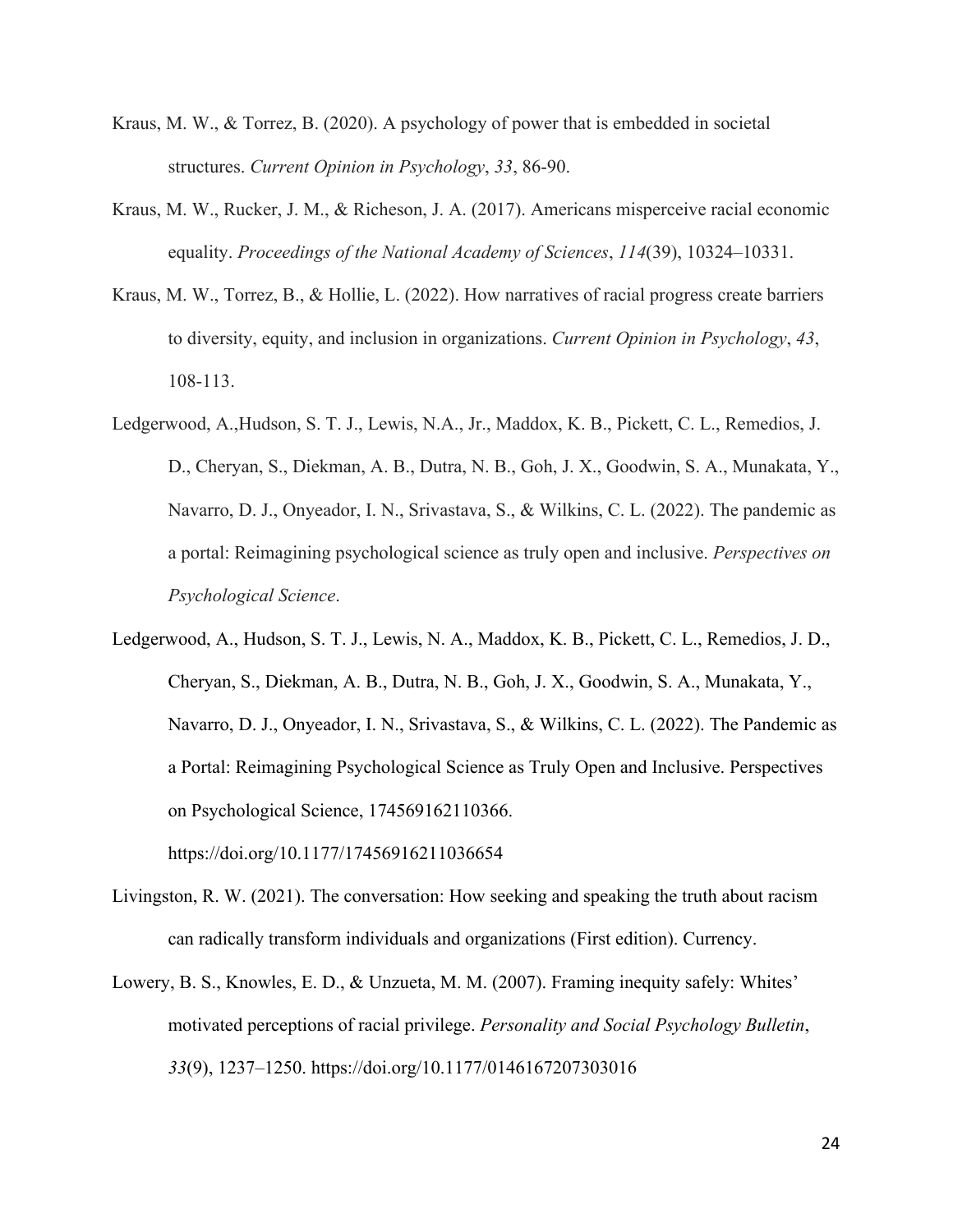Kraus, M. W., & Torrez, B. (2020). A psychology of power that is embedded in societal structures. *Current Opinion in Psychology*, *33*, 86-90.

Kraus, M. W., Rucker, J. M., & Richeson, J. A. (2017). Americans misperceive racial economic equality. *Proceedings of the National Academy of Sciences*, *114*(39), 10324–10331.

Kraus, M. W., Torrez, B., & Hollie, L. (2022). How narratives of racial progress create barriers to diversity, equity, and inclusion in organizations. *Current Opinion in Psychology*, *43*, 108-113.

Ledgerwood, A.,Hudson, S. T. J., Lewis, N.A., Jr., Maddox, K. B., Pickett, C. L., Remedios, J. D., Cheryan, S., Diekman, A. B., Dutra, N. B., Goh, J. X., Goodwin, S. A., Munakata, Y., Navarro, D. J., Onyeador, I. N., Srivastava, S., & Wilkins, C. L. (2022). The pandemic as a portal: Reimagining psychological science as truly open and inclusive. *Perspectives on Psychological Science*.

Ledgerwood, A., Hudson, S. T. J., Lewis, N. A., Maddox, K. B., Pickett, C. L., Remedios, J. D., Cheryan, S., Diekman, A. B., Dutra, N. B., Goh, J. X., Goodwin, S. A., Munakata, Y., Navarro, D. J., Onyeador, I. N., Srivastava, S., & Wilkins, C. L. (2022). The Pandemic as a Portal: Reimagining Psychological Science as Truly Open and Inclusive. Perspectives on Psychological Science, 174569162110366. https://doi.org/10.1177/17456916211036654

Livingston, R. W. (2021). The conversation: How seeking and speaking the truth about racism can radically transform individuals and organizations (First edition). Currency.

Lowery, B. S., Knowles, E. D., & Unzueta, M. M. (2007). Framing inequity safely: Whites' motivated perceptions of racial privilege. *Personality and Social Psychology Bulletin*, *33*(9), 1237–1250. https://doi.org/10.1177/0146167207303016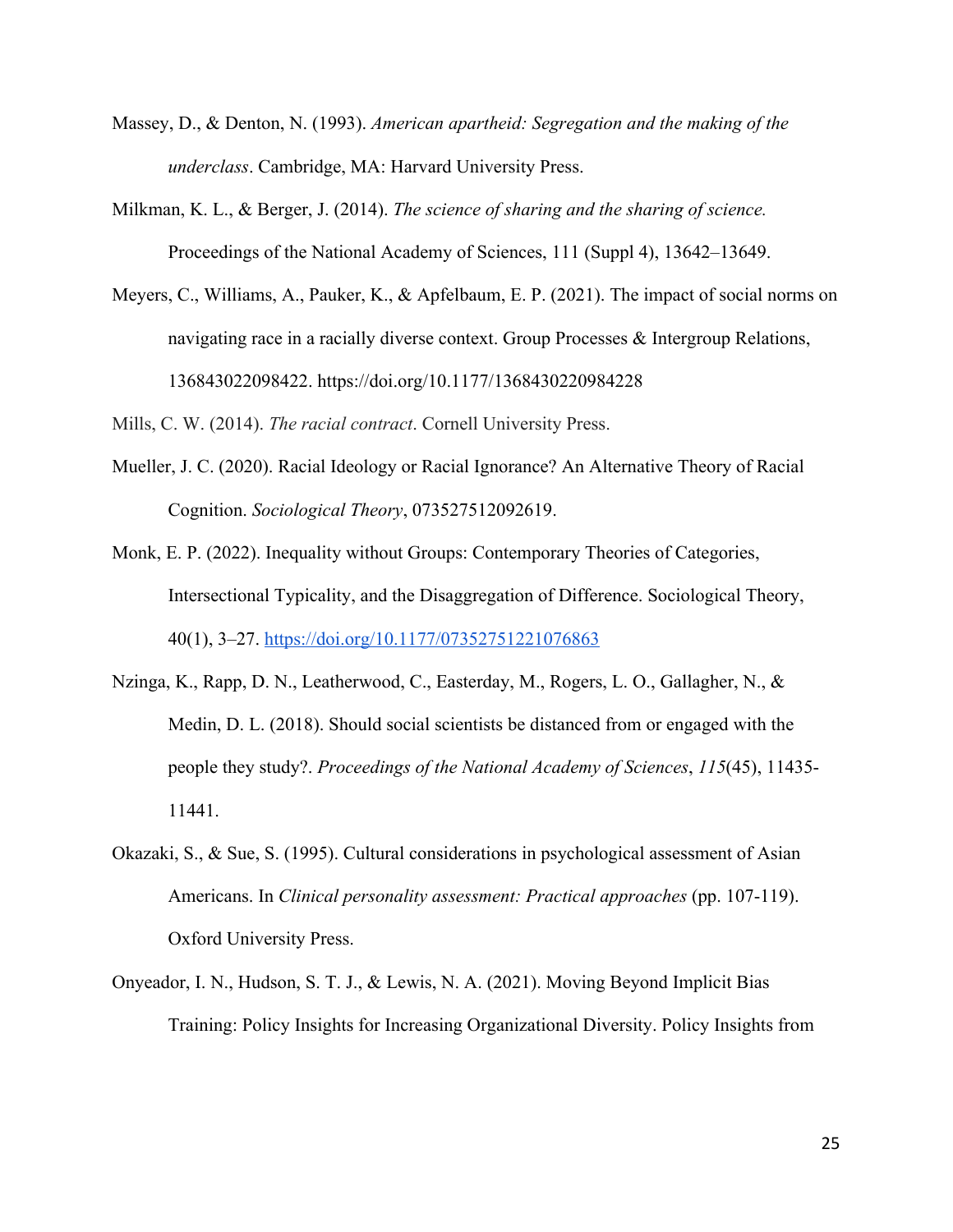Massey, D., & Denton, N. (1993). *American apartheid: Segregation and the making of the underclass*. Cambridge, MA: Harvard University Press.

Milkman, K. L., & Berger, J. (2014). *The science of sharing and the sharing of science.* Proceedings of the National Academy of Sciences, 111 (Suppl 4), 13642–13649.

Meyers, C., Williams, A., Pauker, K., & Apfelbaum, E. P. (2021). The impact of social norms on navigating race in a racially diverse context. Group Processes & Intergroup Relations, 136843022098422. https://doi.org/10.1177/1368430220984228

Mills, C. W. (2014). *The racial contract*. Cornell University Press.

Mueller, J. C. (2020). Racial Ideology or Racial Ignorance? An Alternative Theory of Racial Cognition. *Sociological Theory*, 073527512092619.

Monk, E. P. (2022). Inequality without Groups: Contemporary Theories of Categories, Intersectional Typicality, and the Disaggregation of Difference. Sociological Theory, 40(1), 3–27. https://doi.org/10.1177/07352751221076863

Nzinga, K., Rapp, D. N., Leatherwood, C., Easterday, M., Rogers, L. O., Gallagher, N., & Medin, D. L. (2018). Should social scientists be distanced from or engaged with the people they study?. *Proceedings of the National Academy of Sciences*, *115*(45), 11435-11441.

Okazaki, S., & Sue, S. (1995). Cultural considerations in psychological assessment of Asian Americans. In *Clinical personality assessment: Practical approaches* (pp. 107-119). Oxford University Press.

Onyeador, I. N., Hudson, S. T. J., & Lewis, N. A. (2021). Moving Beyond Implicit Bias Training: Policy Insights for Increasing Organizational Diversity. Policy Insights from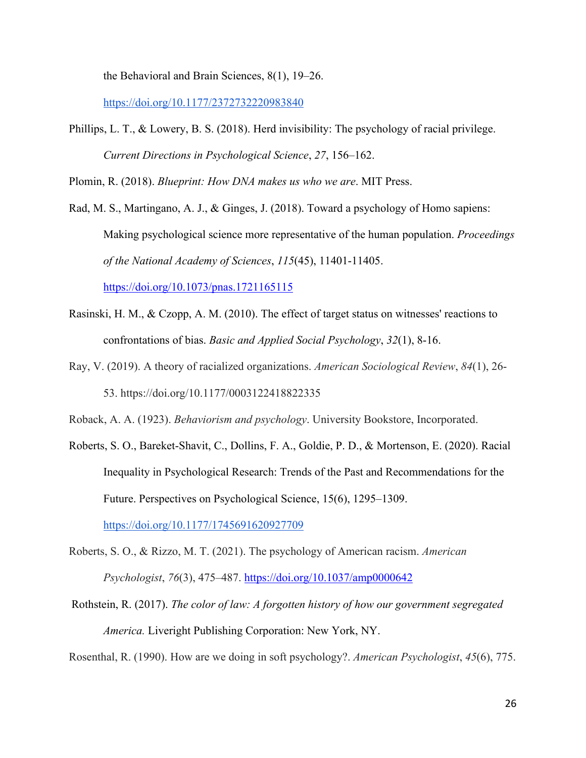the Behavioral and Brain Sciences, 8(1), 19–26. https://doi.org/10.1177/2372732220983840

Phillips, L. T., & Lowery, B. S. (2018). Herd invisibility: The psychology of racial privilege. *Current Directions in Psychological Science*, *27*, 156–162.

Plomin, R. (2018). *Blueprint: How DNA makes us who we are*. MIT Press.

Rad, M. S., Martingano, A. J., & Ginges, J. (2018). Toward a psychology of Homo sapiens: Making psychological science more representative of the human population. *Proceedings of the National Academy of Sciences*, *115*(45), 11401-11405. https://doi.org/10.1073/pnas.1721165115

Rasinski, H. M., & Czopp, A. M. (2010). The effect of target status on witnesses' reactions to confrontations of bias. *Basic and Applied Social Psychology*, *32*(1), 8-16.

Ray, V. (2019). A theory of racialized organizations. *American Sociological Review*, *84*(1), 26-53. https://doi.org/10.1177/0003122418822335

Roback, A. A. (1923). *Behaviorism and psychology*. University Bookstore, Incorporated.

Roberts, S. O., Bareket-Shavit, C., Dollins, F. A., Goldie, P. D., & Mortenson, E. (2020). Racial Inequality in Psychological Research: Trends of the Past and Recommendations for the Future. Perspectives on Psychological Science, 15(6), 1295–1309. https://doi.org/10.1177/1745691620927709

Roberts, S. O., & Rizzo, M. T. (2021). The psychology of American racism. *American Psychologist*, *76*(3), 475–487. https://doi.org/10.1037/amp0000642

Rothstein, R. (2017). *The color of law: A forgotten history of how our government segregated America.* Liveright Publishing Corporation: New York, NY.

Rosenthal, R. (1990). How are we doing in soft psychology?. *American Psychologist*, *45*(6), 775.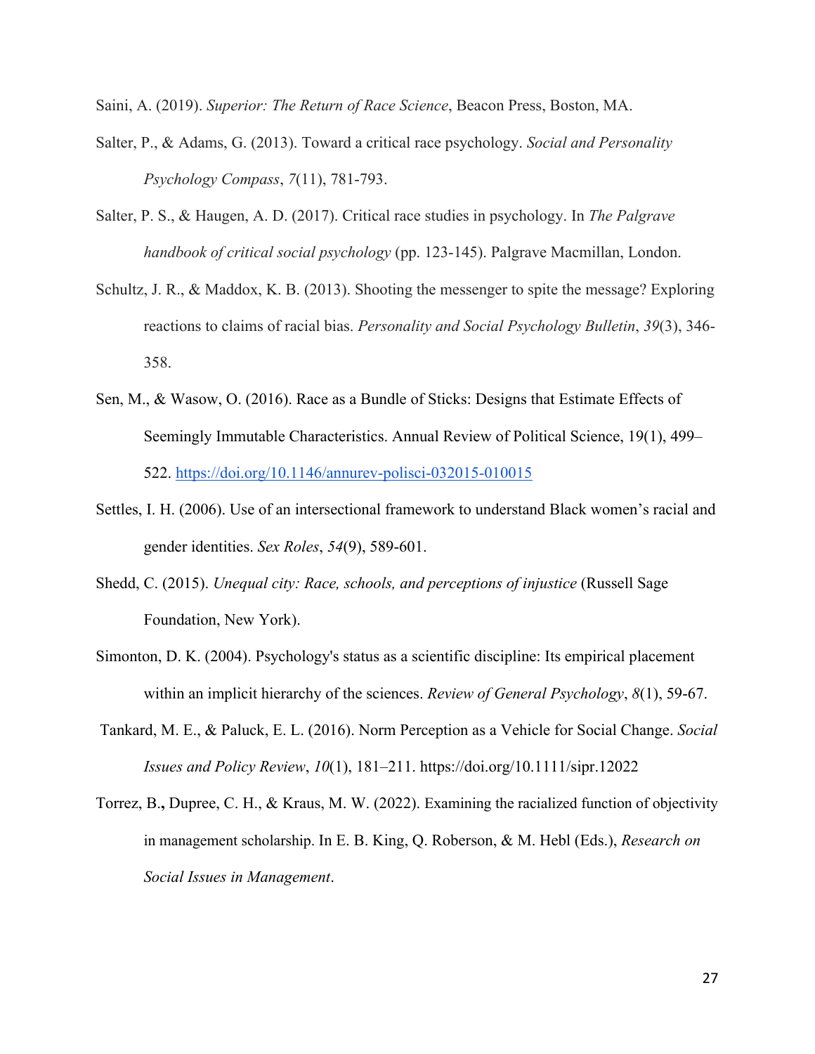Saini, A. (2019). *Superior: The Return of Race Science*, Beacon Press, Boston, MA.

Salter, P., & Adams, G. (2013). Toward a critical race psychology. *Social and Personality Psychology Compass*, *7*(11), 781-793.

Salter, P. S., & Haugen, A. D. (2017). Critical race studies in psychology. In *The Palgrave handbook of critical social psychology* (pp. 123-145). Palgrave Macmillan, London.

Schultz, J. R., & Maddox, K. B. (2013). Shooting the messenger to spite the message? Exploring reactions to claims of racial bias. *Personality and Social Psychology Bulletin*, *39*(3), 346-358.

Sen, M., & Wasow, O. (2016). Race as a Bundle of Sticks: Designs that Estimate Effects of Seemingly Immutable Characteristics. Annual Review of Political Science, 19(1), 499–522. https://doi.org/10.1146/annurev-polisci-032015-010015

Settles, I. H. (2006). Use of an intersectional framework to understand Black women's racial and gender identities. *Sex Roles*, *54*(9), 589-601.

Shedd, C. (2015). *Unequal city: Race, schools, and perceptions of injustice* (Russell Sage Foundation, New York).

Simonton, D. K. (2004). Psychology's status as a scientific discipline: Its empirical placement within an implicit hierarchy of the sciences. *Review of General Psychology*, *8*(1), 59-67.

Tankard, M. E., & Paluck, E. L. (2016). Norm Perception as a Vehicle for Social Change. *Social Issues and Policy Review*, *10*(1), 181–211. https://doi.org/10.1111/sipr.12022

Torrez, B.**,** Dupree, C. H., & Kraus, M. W. (2022). Examining the racialized function of objectivity in management scholarship. In E. B. King, Q. Roberson, & M. Hebl (Eds.), *Research on Social Issues in Management*.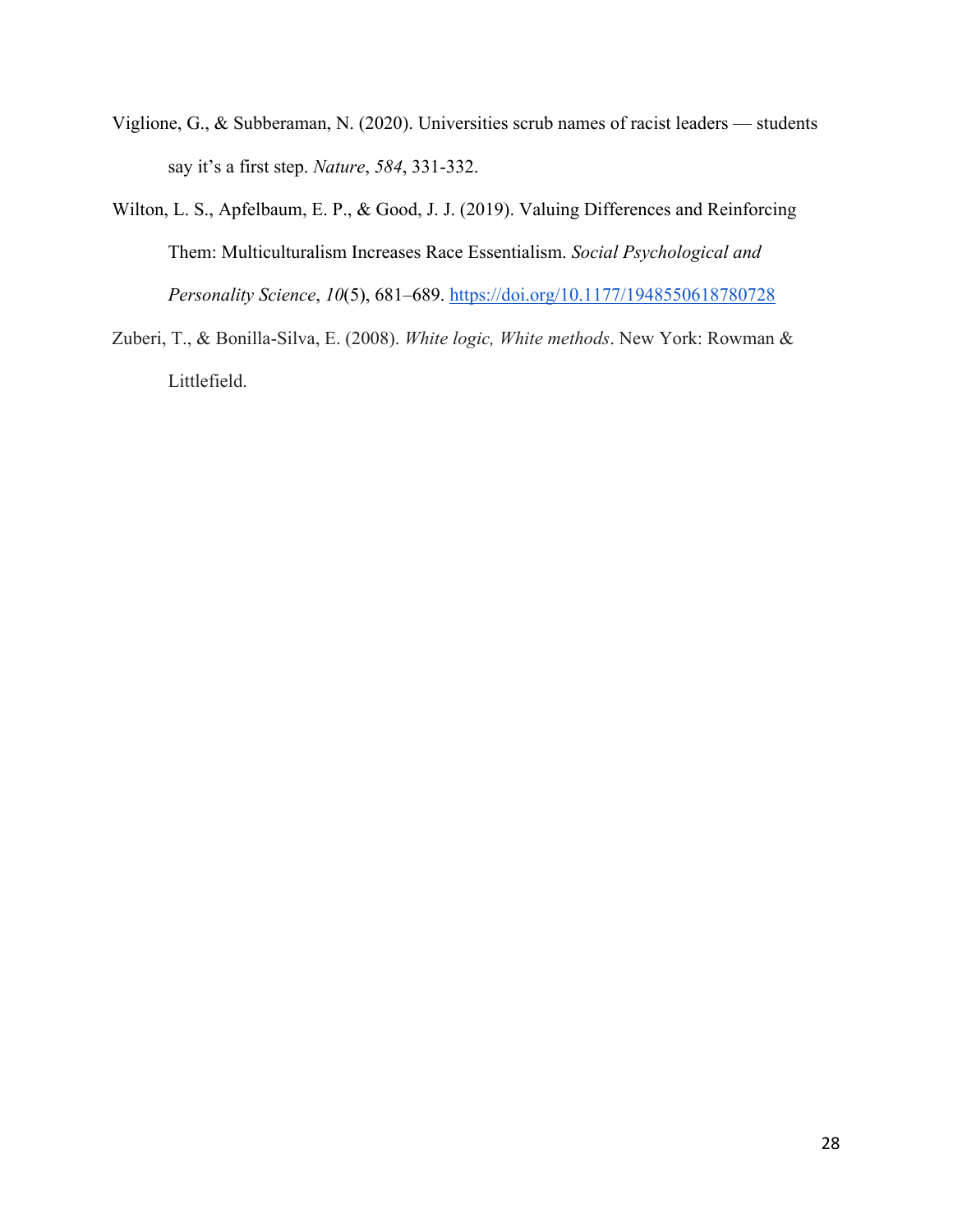Viglione, G., & Subberaman, N. (2020). Universities scrub names of racist leaders — students say it's a first step. *Nature*, *584*, 331-332.

Wilton, L. S., Apfelbaum, E. P., & Good, J. J. (2019). Valuing Differences and Reinforcing Them: Multiculturalism Increases Race Essentialism. *Social Psychological and Personality Science*, *10*(5), 681–689. https://doi.org/10.1177/1948550618780728

Zuberi, T., & Bonilla-Silva, E. (2008). *White logic, White methods*. New York: Rowman & Littlefield.